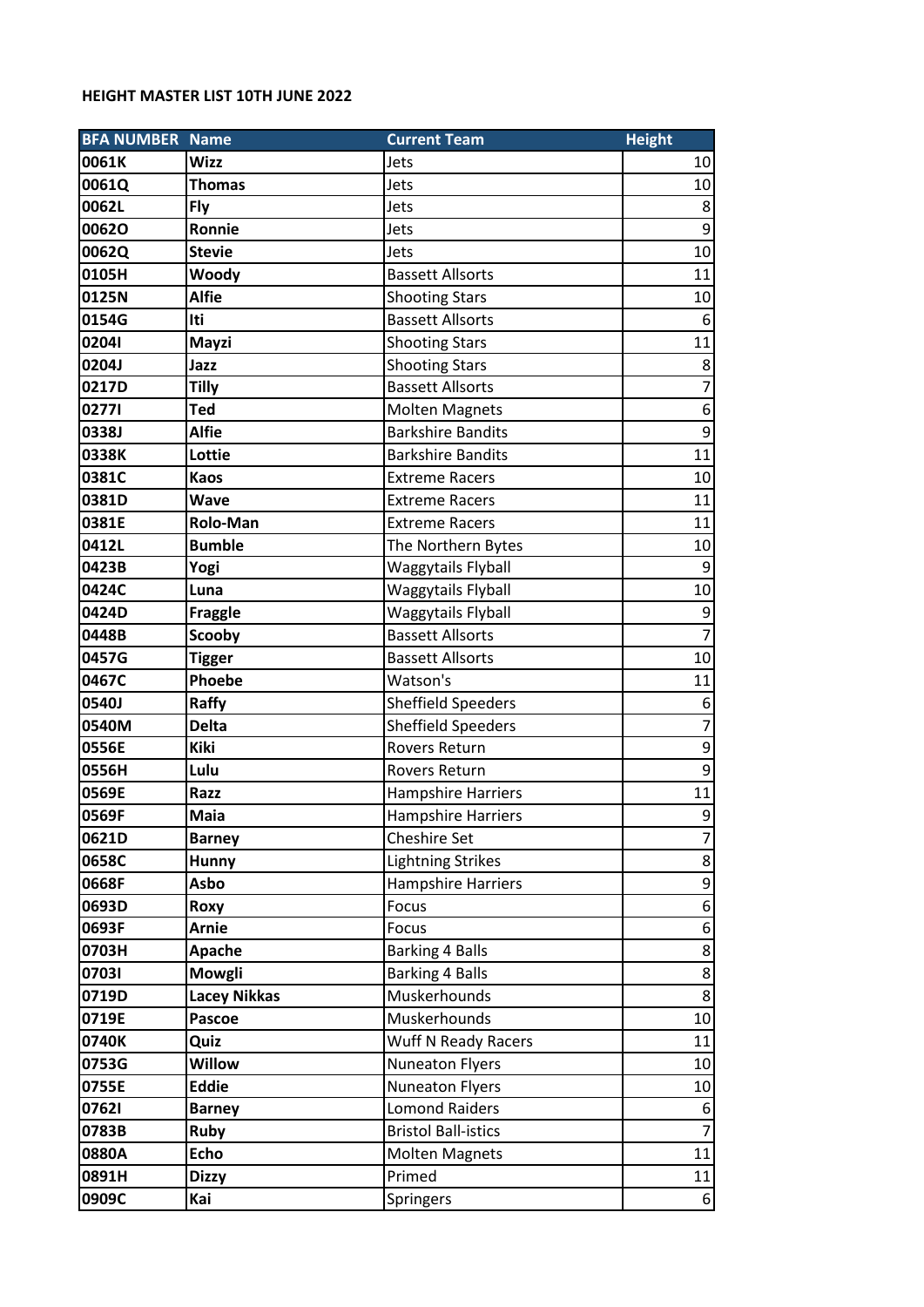**HEIGHT MASTER LIST 10TH JUNE 2022**

| BFA NUMBER | Name | Current Team | Height |
|---|---|---|---|
| 0061K | Wizz | Jets | 10 |
| 0061Q | Thomas | Jets | 10 |
| 0062L | Fly | Jets | 8 |
| 0062O | Ronnie | Jets | 9 |
| 0062Q | Stevie | Jets | 10 |
| 0105H | Woody | Bassett Allsorts | 11 |
| 0125N | Alfie | Shooting Stars | 10 |
| 0154G | Iti | Bassett Allsorts | 6 |
| 0204I | Mayzi | Shooting Stars | 11 |
| 0204J | Jazz | Shooting Stars | 8 |
| 0217D | Tilly | Bassett Allsorts | 7 |
| 0277I | Ted | Molten Magnets | 6 |
| 0338J | Alfie | Barkshire Bandits | 9 |
| 0338K | Lottie | Barkshire Bandits | 11 |
| 0381C | Kaos | Extreme Racers | 10 |
| 0381D | Wave | Extreme Racers | 11 |
| 0381E | Rolo-Man | Extreme Racers | 11 |
| 0412L | Bumble | The Northern Bytes | 10 |
| 0423B | Yogi | Waggytails Flyball | 9 |
| 0424C | Luna | Waggytails Flyball | 10 |
| 0424D | Fraggle | Waggytails Flyball | 9 |
| 0448B | Scooby | Bassett Allsorts | 7 |
| 0457G | Tigger | Bassett Allsorts | 10 |
| 0467C | Phoebe | Watson's | 11 |
| 0540J | Raffy | Sheffield Speeders | 6 |
| 0540M | Delta | Sheffield Speeders | 7 |
| 0556E | Kiki | Rovers Return | 9 |
| 0556H | Lulu | Rovers Return | 9 |
| 0569E | Razz | Hampshire Harriers | 11 |
| 0569F | Maia | Hampshire Harriers | 9 |
| 0621D | Barney | Cheshire Set | 7 |
| 0658C | Hunny | Lightning Strikes | 8 |
| 0668F | Asbo | Hampshire Harriers | 9 |
| 0693D | Roxy | Focus | 6 |
| 0693F | Arnie | Focus | 6 |
| 0703H | Apache | Barking 4 Balls | 8 |
| 0703I | Mowgli | Barking 4 Balls | 8 |
| 0719D | Lacey Nikkas | Muskerhounds | 8 |
| 0719E | Pascoe | Muskerhounds | 10 |
| 0740K | Quiz | Wuff N Ready Racers | 11 |
| 0753G | Willow | Nuneaton Flyers | 10 |
| 0755E | Eddie | Nuneaton Flyers | 10 |
| 0762I | Barney | Lomond Raiders | 6 |
| 0783B | Ruby | Bristol Ball-istics | 7 |
| 0880A | Echo | Molten Magnets | 11 |
| 0891H | Dizzy | Primed | 11 |
| 0909C | Kai | Springers | 6 |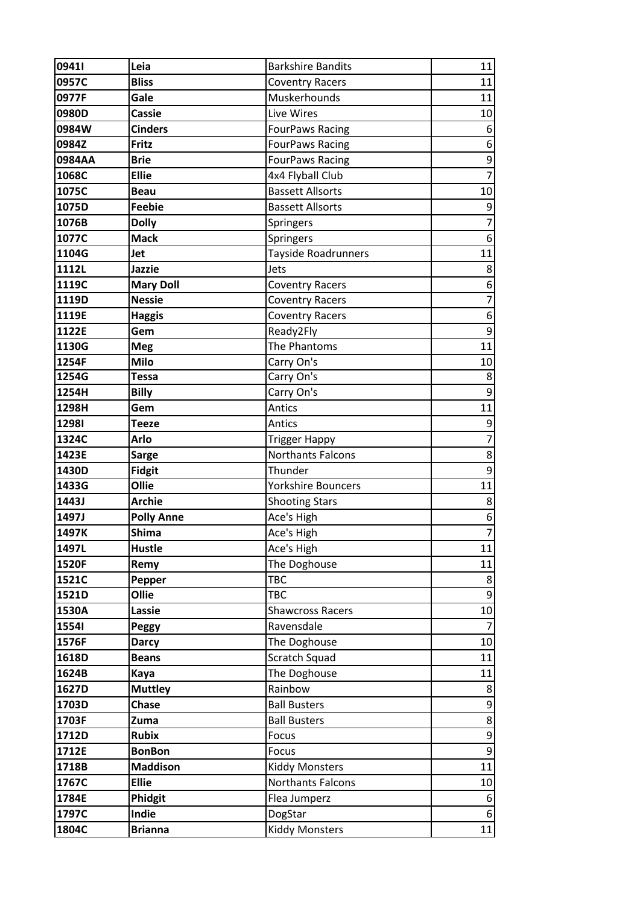| | | | |
|---|---|---|---|
| **0941I** | **Leia** | Barkshire Bandits | 11 |
| **0957C** | **Bliss** | Coventry Racers | 11 |
| **0977F** | **Gale** | Muskerhounds | 11 |
| **0980D** | **Cassie** | Live Wires | 10 |
| **0984W** | **Cinders** | FourPaws Racing | 6 |
| **0984Z** | **Fritz** | FourPaws Racing | 6 |
| **0984AA** | **Brie** | FourPaws Racing | 9 |
| **1068C** | **Ellie** | 4x4 Flyball Club | 7 |
| **1075C** | **Beau** | Bassett Allsorts | 10 |
| **1075D** | **Feebie** | Bassett Allsorts | 9 |
| **1076B** | **Dolly** | Springers | 7 |
| **1077C** | **Mack** | Springers | 6 |
| **1104G** | **Jet** | Tayside Roadrunners | 11 |
| **1112L** | **Jazzie** | Jets | 8 |
| **1119C** | **Mary Doll** | Coventry Racers | 6 |
| **1119D** | **Nessie** | Coventry Racers | 7 |
| **1119E** | **Haggis** | Coventry Racers | 6 |
| **1122E** | **Gem** | Ready2Fly | 9 |
| **1130G** | **Meg** | The Phantoms | 11 |
| **1254F** | **Milo** | Carry On's | 10 |
| **1254G** | **Tessa** | Carry On's | 8 |
| **1254H** | **Billy** | Carry On's | 9 |
| **1298H** | **Gem** | Antics | 11 |
| **1298I** | **Teeze** | Antics | 9 |
| **1324C** | **Arlo** | Trigger Happy | 7 |
| **1423E** | **Sarge** | Northants Falcons | 8 |
| **1430D** | **Fidgit** | Thunder | 9 |
| **1433G** | **Ollie** | Yorkshire Bouncers | 11 |
| **1443J** | **Archie** | Shooting Stars | 8 |
| **1497J** | **Polly Anne** | Ace's High | 6 |
| **1497K** | **Shima** | Ace's High | 7 |
| **1497L** | **Hustle** | Ace's High | 11 |
| **1520F** | **Remy** | The Doghouse | 11 |
| **1521C** | **Pepper** | TBC | 8 |
| **1521D** | **Ollie** | TBC | 9 |
| **1530A** | **Lassie** | Shawcross Racers | 10 |
| **1554I** | **Peggy** | Ravensdale | 7 |
| **1576F** | **Darcy** | The Doghouse | 10 |
| **1618D** | **Beans** | Scratch Squad | 11 |
| **1624B** | **Kaya** | The Doghouse | 11 |
| **1627D** | **Muttley** | Rainbow | 8 |
| **1703D** | **Chase** | Ball Busters | 9 |
| **1703F** | **Zuma** | Ball Busters | 8 |
| **1712D** | **Rubix** | Focus | 9 |
| **1712E** | **BonBon** | Focus | 9 |
| **1718B** | **Maddison** | Kiddy Monsters | 11 |
| **1767C** | **Ellie** | Northants Falcons | 10 |
| **1784E** | **Phidgit** | Flea Jumperz | 6 |
| **1797C** | **Indie** | DogStar | 6 |
| **1804C** | **Brianna** | Kiddy Monsters | 11 |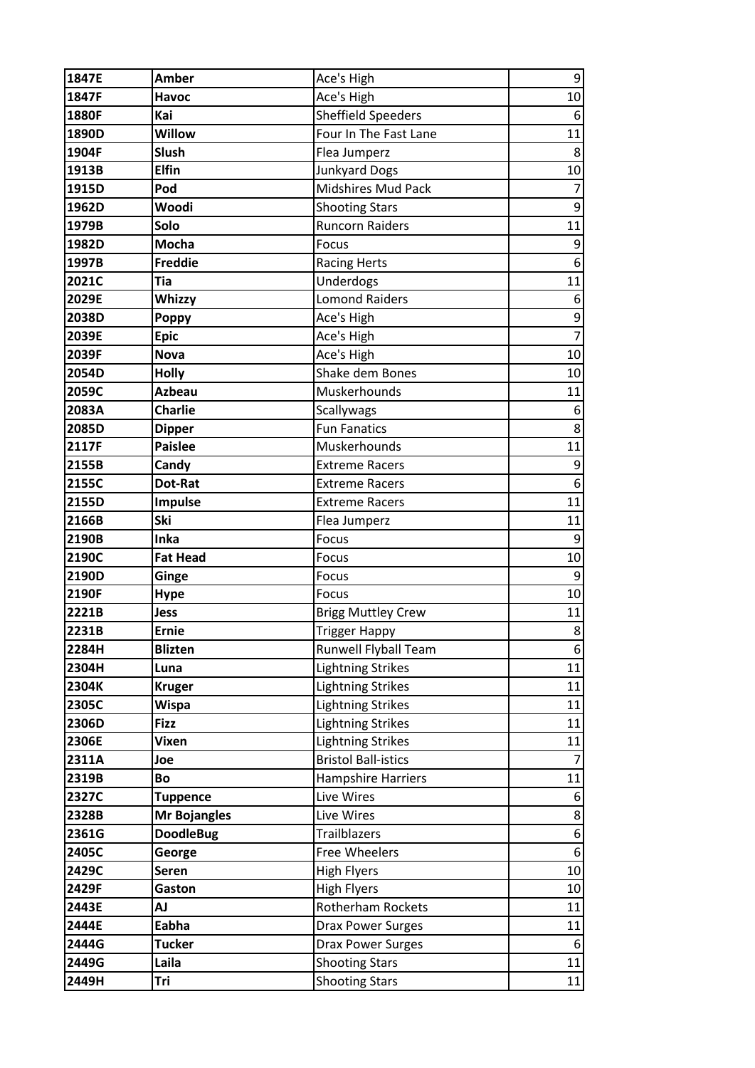| 1847E | **Amber** | Ace's High | 9 |
|---|---|---|---|
| 1847F | **Havoc** | Ace's High | 10 |
| 1880F | **Kai** | Sheffield Speeders | 6 |
| 1890D | **Willow** | Four In The Fast Lane | 11 |
| 1904F | **Slush** | Flea Jumperz | 8 |
| 1913B | **Elfin** | Junkyard Dogs | 10 |
| 1915D | **Pod** | Midshires Mud Pack | 7 |
| 1962D | **Woodi** | Shooting Stars | 9 |
| 1979B | **Solo** | Runcorn Raiders | 11 |
| 1982D | **Mocha** | Focus | 9 |
| 1997B | **Freddie** | Racing Herts | 6 |
| 2021C | **Tia** | Underdogs | 11 |
| 2029E | **Whizzy** | Lomond Raiders | 6 |
| 2038D | **Poppy** | Ace's High | 9 |
| 2039E | **Epic** | Ace's High | 7 |
| 2039F | **Nova** | Ace's High | 10 |
| 2054D | **Holly** | Shake dem Bones | 10 |
| 2059C | **Azbeau** | Muskerhounds | 11 |
| 2083A | **Charlie** | Scallywags | 6 |
| 2085D | **Dipper** | Fun Fanatics | 8 |
| 2117F | **Paislee** | Muskerhounds | 11 |
| 2155B | **Candy** | Extreme Racers | 9 |
| 2155C | **Dot-Rat** | Extreme Racers | 6 |
| 2155D | **Impulse** | Extreme Racers | 11 |
| 2166B | **Ski** | Flea Jumperz | 11 |
| 2190B | **Inka** | Focus | 9 |
| 2190C | **Fat Head** | Focus | 10 |
| 2190D | **Ginge** | Focus | 9 |
| 2190F | **Hype** | Focus | 10 |
| 2221B | **Jess** | Brigg Muttley Crew | 11 |
| 2231B | **Ernie** | Trigger Happy | 8 |
| 2284H | **Blizten** | Runwell Flyball Team | 6 |
| 2304H | **Luna** | Lightning Strikes | 11 |
| 2304K | **Kruger** | Lightning Strikes | 11 |
| 2305C | **Wispa** | Lightning Strikes | 11 |
| 2306D | **Fizz** | Lightning Strikes | 11 |
| 2306E | **Vixen** | Lightning Strikes | 11 |
| 2311A | **Joe** | Bristol Ball-istics | 7 |
| 2319B | **Bo** | Hampshire Harriers | 11 |
| 2327C | **Tuppence** | Live Wires | 6 |
| 2328B | **Mr Bojangles** | Live Wires | 8 |
| 2361G | **DoodleBug** | Trailblazers | 6 |
| 2405C | **George** | Free Wheelers | 6 |
| 2429C | **Seren** | High Flyers | 10 |
| 2429F | **Gaston** | High Flyers | 10 |
| 2443E | **AJ** | Rotherham Rockets | 11 |
| 2444E | **Eabha** | Drax Power Surges | 11 |
| 2444G | **Tucker** | Drax Power Surges | 6 |
| 2449G | **Laila** | Shooting Stars | 11 |
| 2449H | **Tri** | Shooting Stars | 11 |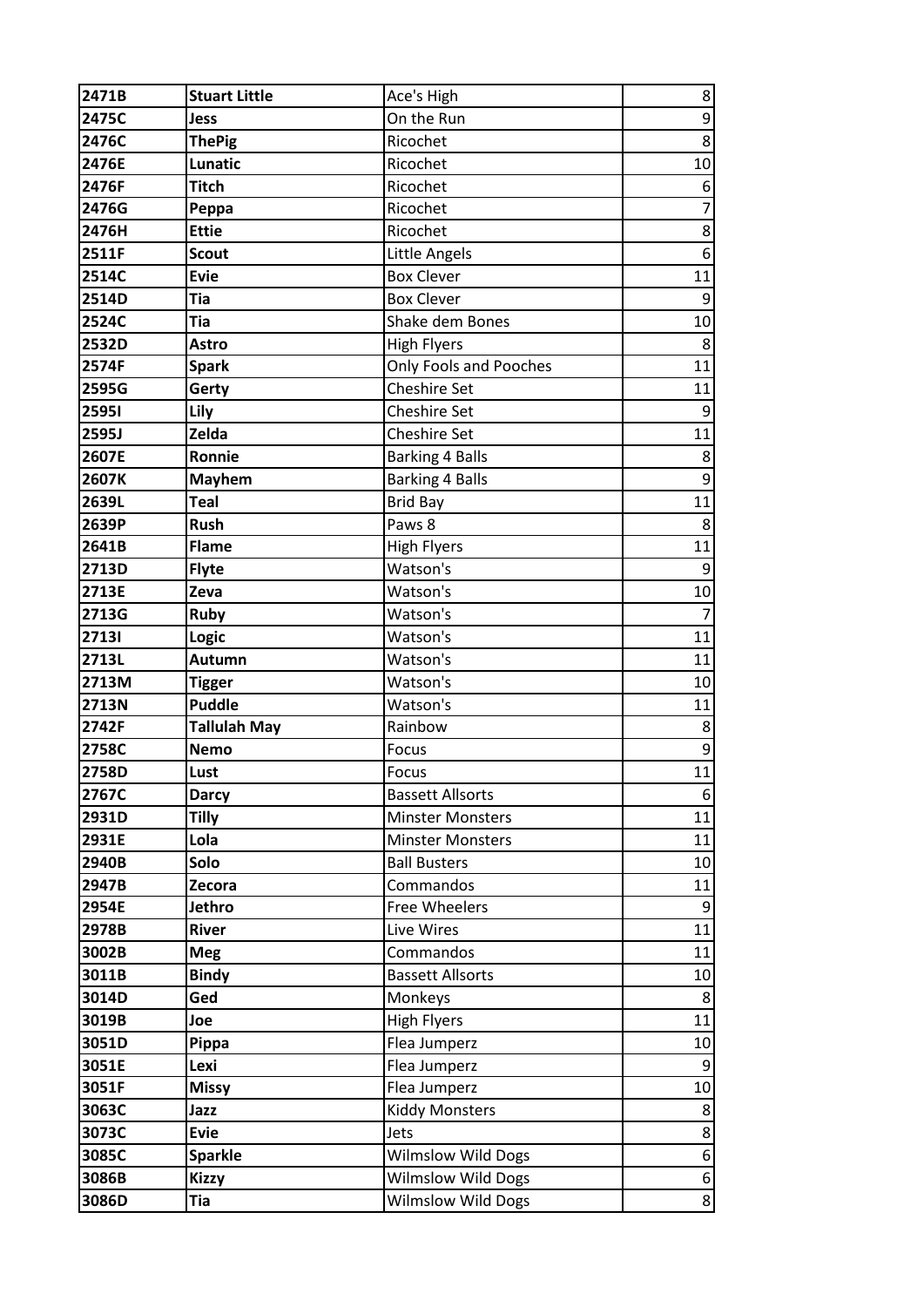| 2471B | **Stuart Little** | Ace's High | 8 |
|---|---|---|---|
| 2475C | **Jess** | On the Run | 9 |
| 2476C | **ThePig** | Ricochet | 8 |
| 2476E | **Lunatic** | Ricochet | 10 |
| 2476F | **Titch** | Ricochet | 6 |
| 2476G | **Peppa** | Ricochet | 7 |
| 2476H | **Ettie** | Ricochet | 8 |
| 2511F | **Scout** | Little Angels | 6 |
| 2514C | **Evie** | Box Clever | 11 |
| 2514D | **Tia** | Box Clever | 9 |
| 2524C | **Tia** | Shake dem Bones | 10 |
| 2532D | **Astro** | High Flyers | 8 |
| 2574F | **Spark** | Only Fools and Pooches | 11 |
| 2595G | **Gerty** | Cheshire Set | 11 |
| 2595I | **Lily** | Cheshire Set | 9 |
| 2595J | **Zelda** | Cheshire Set | 11 |
| 2607E | **Ronnie** | Barking 4 Balls | 8 |
| 2607K | **Mayhem** | Barking 4 Balls | 9 |
| 2639L | **Teal** | Brid Bay | 11 |
| 2639P | **Rush** | Paws 8 | 8 |
| 2641B | **Flame** | High Flyers | 11 |
| 2713D | **Flyte** | Watson's | 9 |
| 2713E | **Zeva** | Watson's | 10 |
| 2713G | **Ruby** | Watson's | 7 |
| 2713I | **Logic** | Watson's | 11 |
| 2713L | **Autumn** | Watson's | 11 |
| 2713M | **Tigger** | Watson's | 10 |
| 2713N | **Puddle** | Watson's | 11 |
| 2742F | **Tallulah May** | Rainbow | 8 |
| 2758C | **Nemo** | Focus | 9 |
| 2758D | **Lust** | Focus | 11 |
| 2767C | **Darcy** | Bassett Allsorts | 6 |
| 2931D | **Tilly** | Minster Monsters | 11 |
| 2931E | **Lola** | Minster Monsters | 11 |
| 2940B | **Solo** | Ball Busters | 10 |
| 2947B | **Zecora** | Commandos | 11 |
| 2954E | **Jethro** | Free Wheelers | 9 |
| 2978B | **River** | Live Wires | 11 |
| 3002B | **Meg** | Commandos | 11 |
| 3011B | **Bindy** | Bassett Allsorts | 10 |
| 3014D | **Ged** | Monkeys | 8 |
| 3019B | **Joe** | High Flyers | 11 |
| 3051D | **Pippa** | Flea Jumperz | 10 |
| 3051E | **Lexi** | Flea Jumperz | 9 |
| 3051F | **Missy** | Flea Jumperz | 10 |
| 3063C | **Jazz** | Kiddy Monsters | 8 |
| 3073C | **Evie** | Jets | 8 |
| 3085C | **Sparkle** | Wilmslow Wild Dogs | 6 |
| 3086B | **Kizzy** | Wilmslow Wild Dogs | 6 |
| 3086D | **Tia** | Wilmslow Wild Dogs | 8 |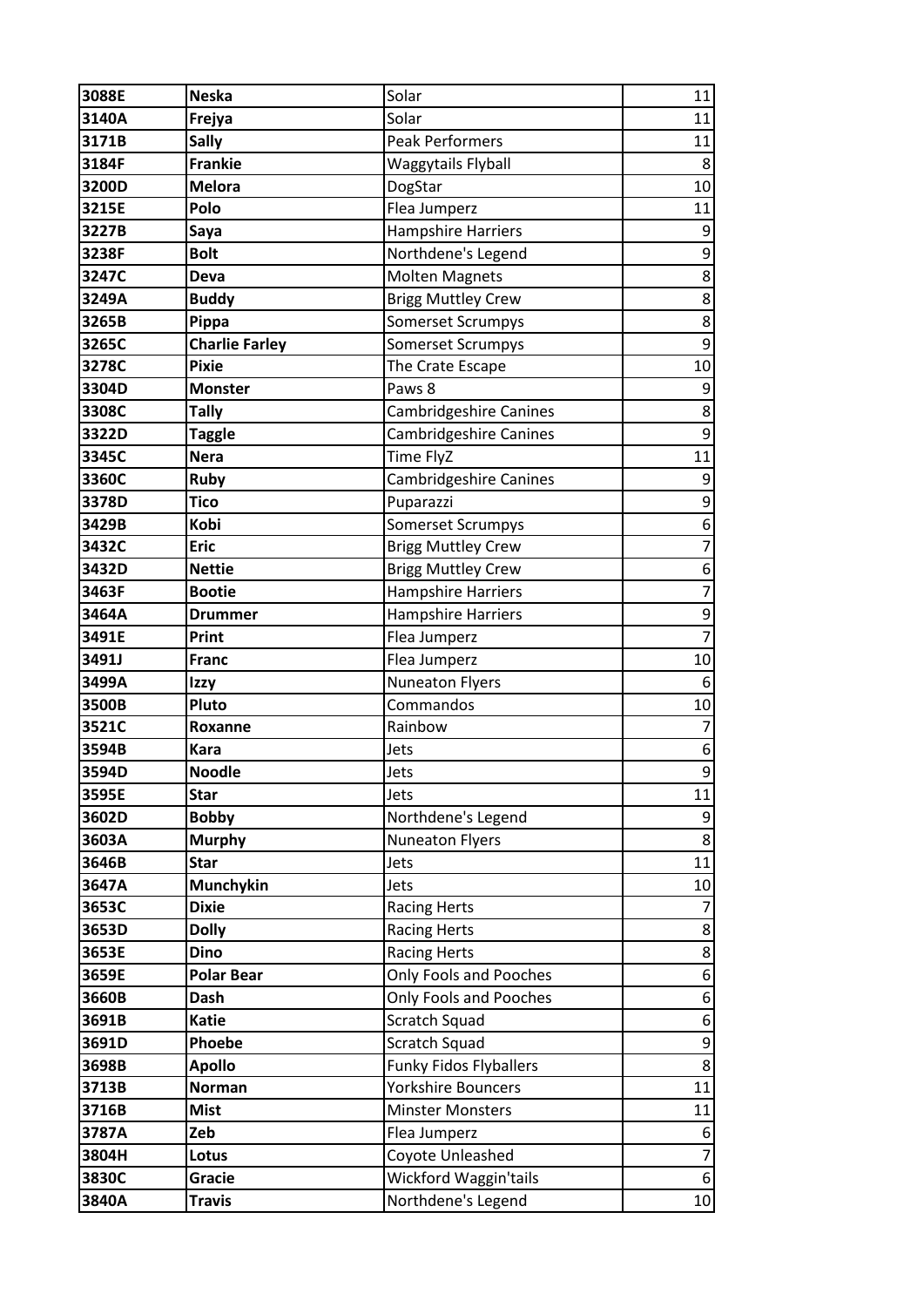| 3088E | **Neska** | Solar | 11 |
|---|---|---|---|
| 3140A | **Frejya** | Solar | 11 |
| 3171B | **Sally** | Peak Performers | 11 |
| 3184F | **Frankie** | Waggytails Flyball | 8 |
| 3200D | **Melora** | DogStar | 10 |
| 3215E | **Polo** | Flea Jumperz | 11 |
| 3227B | **Saya** | Hampshire Harriers | 9 |
| 3238F | **Bolt** | Northdene's Legend | 9 |
| 3247C | **Deva** | Molten Magnets | 8 |
| 3249A | **Buddy** | Brigg Muttley Crew | 8 |
| 3265B | **Pippa** | Somerset Scrumpys | 8 |
| 3265C | **Charlie Farley** | Somerset Scrumpys | 9 |
| 3278C | **Pixie** | The Crate Escape | 10 |
| 3304D | **Monster** | Paws 8 | 9 |
| 3308C | **Tally** | Cambridgeshire Canines | 8 |
| 3322D | **Taggle** | Cambridgeshire Canines | 9 |
| 3345C | **Nera** | Time FlyZ | 11 |
| 3360C | **Ruby** | Cambridgeshire Canines | 9 |
| 3378D | **Tico** | Puparazzi | 9 |
| 3429B | **Kobi** | Somerset Scrumpys | 6 |
| 3432C | **Eric** | Brigg Muttley Crew | 7 |
| 3432D | **Nettie** | Brigg Muttley Crew | 6 |
| 3463F | **Bootie** | Hampshire Harriers | 7 |
| 3464A | **Drummer** | Hampshire Harriers | 9 |
| 3491E | **Print** | Flea Jumperz | 7 |
| 3491J | **Franc** | Flea Jumperz | 10 |
| 3499A | **Izzy** | Nuneaton Flyers | 6 |
| 3500B | **Pluto** | Commandos | 10 |
| 3521C | **Roxanne** | Rainbow | 7 |
| 3594B | **Kara** | Jets | 6 |
| 3594D | **Noodle** | Jets | 9 |
| 3595E | **Star** | Jets | 11 |
| 3602D | **Bobby** | Northdene's Legend | 9 |
| 3603A | **Murphy** | Nuneaton Flyers | 8 |
| 3646B | **Star** | Jets | 11 |
| 3647A | **Munchykin** | Jets | 10 |
| 3653C | **Dixie** | Racing Herts | 7 |
| 3653D | **Dolly** | Racing Herts | 8 |
| 3653E | **Dino** | Racing Herts | 8 |
| 3659E | **Polar Bear** | Only Fools and Pooches | 6 |
| 3660B | **Dash** | Only Fools and Pooches | 6 |
| 3691B | **Katie** | Scratch Squad | 6 |
| 3691D | **Phoebe** | Scratch Squad | 9 |
| 3698B | **Apollo** | Funky Fidos Flyballers | 8 |
| 3713B | **Norman** | Yorkshire Bouncers | 11 |
| 3716B | **Mist** | Minster Monsters | 11 |
| 3787A | **Zeb** | Flea Jumperz | 6 |
| 3804H | **Lotus** | Coyote Unleashed | 7 |
| 3830C | **Gracie** | Wickford Waggin'tails | 6 |
| 3840A | **Travis** | Northdene's Legend | 10 |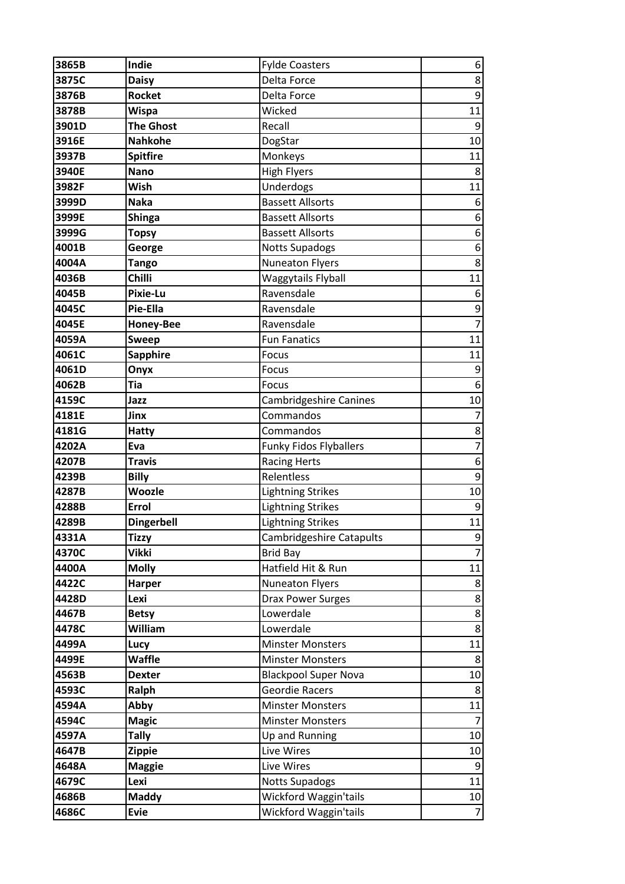| 3865B | **Indie** | Fylde Coasters | 6 |
|---|---|---|---|
| 3875C | **Daisy** | Delta Force | 8 |
| 3876B | **Rocket** | Delta Force | 9 |
| 3878B | **Wispa** | Wicked | 11 |
| 3901D | **The Ghost** | Recall | 9 |
| 3916E | **Nahkohe** | DogStar | 10 |
| 3937B | **Spitfire** | Monkeys | 11 |
| 3940E | **Nano** | High Flyers | 8 |
| 3982F | **Wish** | Underdogs | 11 |
| 3999D | **Naka** | Bassett Allsorts | 6 |
| 3999E | **Shinga** | Bassett Allsorts | 6 |
| 3999G | **Topsy** | Bassett Allsorts | 6 |
| 4001B | **George** | Notts Supadogs | 6 |
| 4004A | **Tango** | Nuneaton Flyers | 8 |
| 4036B | **Chilli** | Waggytails Flyball | 11 |
| 4045B | **Pixie-Lu** | Ravensdale | 6 |
| 4045C | **Pie-Ella** | Ravensdale | 9 |
| 4045E | **Honey-Bee** | Ravensdale | 7 |
| 4059A | **Sweep** | Fun Fanatics | 11 |
| 4061C | **Sapphire** | Focus | 11 |
| 4061D | **Onyx** | Focus | 9 |
| 4062B | **Tia** | Focus | 6 |
| 4159C | **Jazz** | Cambridgeshire Canines | 10 |
| 4181E | **Jinx** | Commandos | 7 |
| 4181G | **Hatty** | Commandos | 8 |
| 4202A | **Eva** | Funky Fidos Flyballers | 7 |
| 4207B | **Travis** | Racing Herts | 6 |
| 4239B | **Billy** | Relentless | 9 |
| 4287B | **Woozle** | Lightning Strikes | 10 |
| 4288B | **Errol** | Lightning Strikes | 9 |
| 4289B | **Dingerbell** | Lightning Strikes | 11 |
| 4331A | **Tizzy** | Cambridgeshire Catapults | 9 |
| 4370C | **Vikki** | Brid Bay | 7 |
| 4400A | **Molly** | Hatfield Hit & Run | 11 |
| 4422C | **Harper** | Nuneaton Flyers | 8 |
| 4428D | **Lexi** | Drax Power Surges | 8 |
| 4467B | **Betsy** | Lowerdale | 8 |
| 4478C | **William** | Lowerdale | 8 |
| 4499A | **Lucy** | Minster Monsters | 11 |
| 4499E | **Waffle** | Minster Monsters | 8 |
| 4563B | **Dexter** | Blackpool Super Nova | 10 |
| 4593C | **Ralph** | Geordie Racers | 8 |
| 4594A | **Abby** | Minster Monsters | 11 |
| 4594C | **Magic** | Minster Monsters | 7 |
| 4597A | **Tally** | Up and Running | 10 |
| 4647B | **Zippie** | Live Wires | 10 |
| 4648A | **Maggie** | Live Wires | 9 |
| 4679C | **Lexi** | Notts Supadogs | 11 |
| 4686B | **Maddy** | Wickford Waggin'tails | 10 |
| 4686C | **Evie** | Wickford Waggin'tails | 7 |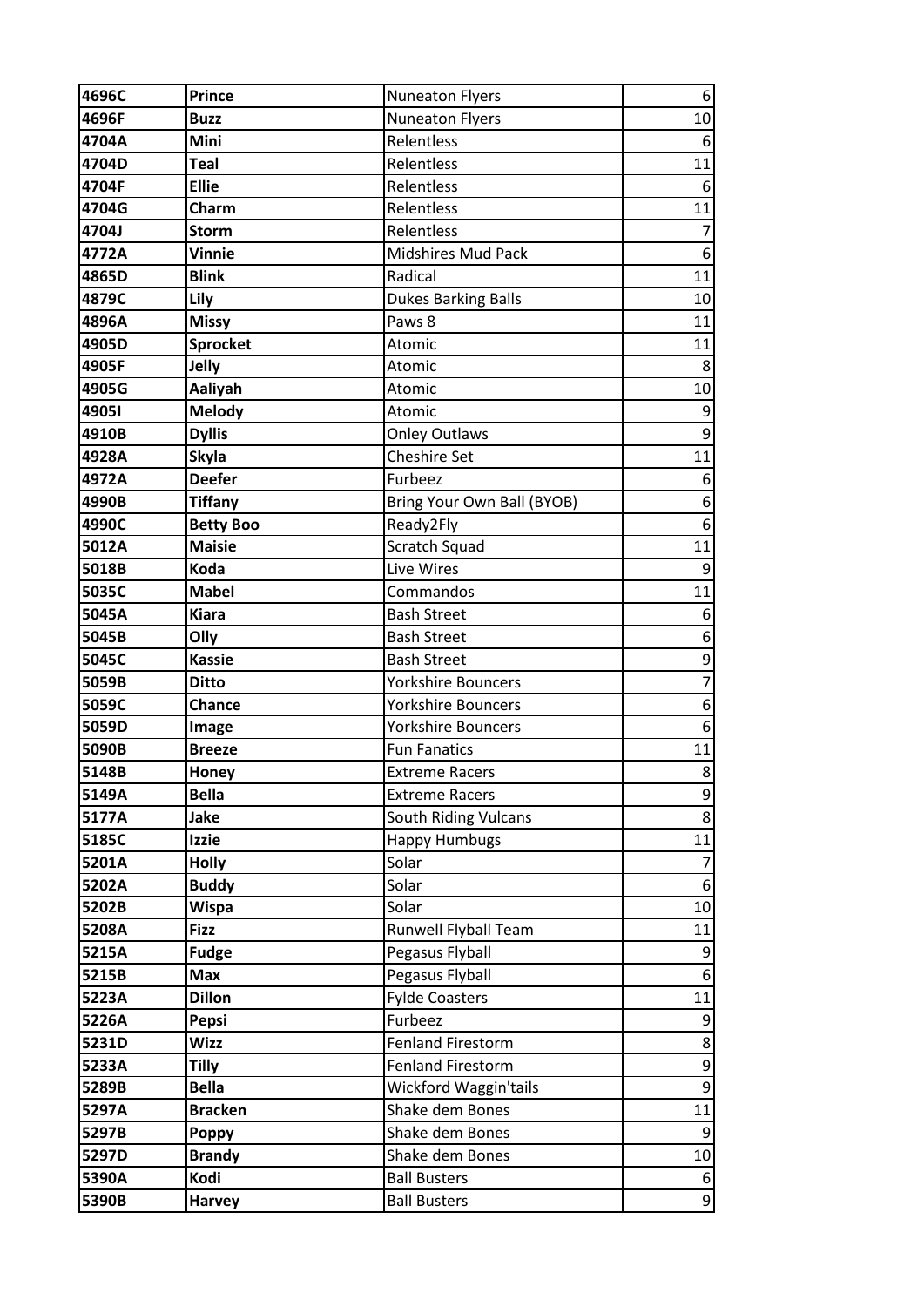| 4696C | **Prince** | Nuneaton Flyers | 6 |
|---|---|---|---|
| 4696F | **Buzz** | Nuneaton Flyers | 10 |
| 4704A | **Mini** | Relentless | 6 |
| 4704D | **Teal** | Relentless | 11 |
| 4704F | **Ellie** | Relentless | 6 |
| 4704G | **Charm** | Relentless | 11 |
| 4704J | **Storm** | Relentless | 7 |
| 4772A | **Vinnie** | Midshires Mud Pack | 6 |
| 4865D | **Blink** | Radical | 11 |
| 4879C | **Lily** | Dukes Barking Balls | 10 |
| 4896A | **Missy** | Paws 8 | 11 |
| 4905D | **Sprocket** | Atomic | 11 |
| 4905F | **Jelly** | Atomic | 8 |
| 4905G | **Aaliyah** | Atomic | 10 |
| 4905I | **Melody** | Atomic | 9 |
| 4910B | **Dyllis** | Onley Outlaws | 9 |
| 4928A | **Skyla** | Cheshire Set | 11 |
| 4972A | **Deefer** | Furbeez | 6 |
| 4990B | **Tiffany** | Bring Your Own Ball (BYOB) | 6 |
| 4990C | **Betty Boo** | Ready2Fly | 6 |
| 5012A | **Maisie** | Scratch Squad | 11 |
| 5018B | **Koda** | Live Wires | 9 |
| 5035C | **Mabel** | Commandos | 11 |
| 5045A | **Kiara** | Bash Street | 6 |
| 5045B | **Olly** | Bash Street | 6 |
| 5045C | **Kassie** | Bash Street | 9 |
| 5059B | **Ditto** | Yorkshire Bouncers | 7 |
| 5059C | **Chance** | Yorkshire Bouncers | 6 |
| 5059D | **Image** | Yorkshire Bouncers | 6 |
| 5090B | **Breeze** | Fun Fanatics | 11 |
| 5148B | **Honey** | Extreme Racers | 8 |
| 5149A | **Bella** | Extreme Racers | 9 |
| 5177A | **Jake** | South Riding Vulcans | 8 |
| 5185C | **Izzie** | Happy Humbugs | 11 |
| 5201A | **Holly** | Solar | 7 |
| 5202A | **Buddy** | Solar | 6 |
| 5202B | **Wispa** | Solar | 10 |
| 5208A | **Fizz** | Runwell Flyball Team | 11 |
| 5215A | **Fudge** | Pegasus Flyball | 9 |
| 5215B | **Max** | Pegasus Flyball | 6 |
| 5223A | **Dillon** | Fylde Coasters | 11 |
| 5226A | **Pepsi** | Furbeez | 9 |
| 5231D | **Wizz** | Fenland Firestorm | 8 |
| 5233A | **Tilly** | Fenland Firestorm | 9 |
| 5289B | **Bella** | Wickford Waggin'tails | 9 |
| 5297A | **Bracken** | Shake dem Bones | 11 |
| 5297B | **Poppy** | Shake dem Bones | 9 |
| 5297D | **Brandy** | Shake dem Bones | 10 |
| 5390A | **Kodi** | Ball Busters | 6 |
| 5390B | **Harvey** | Ball Busters | 9 |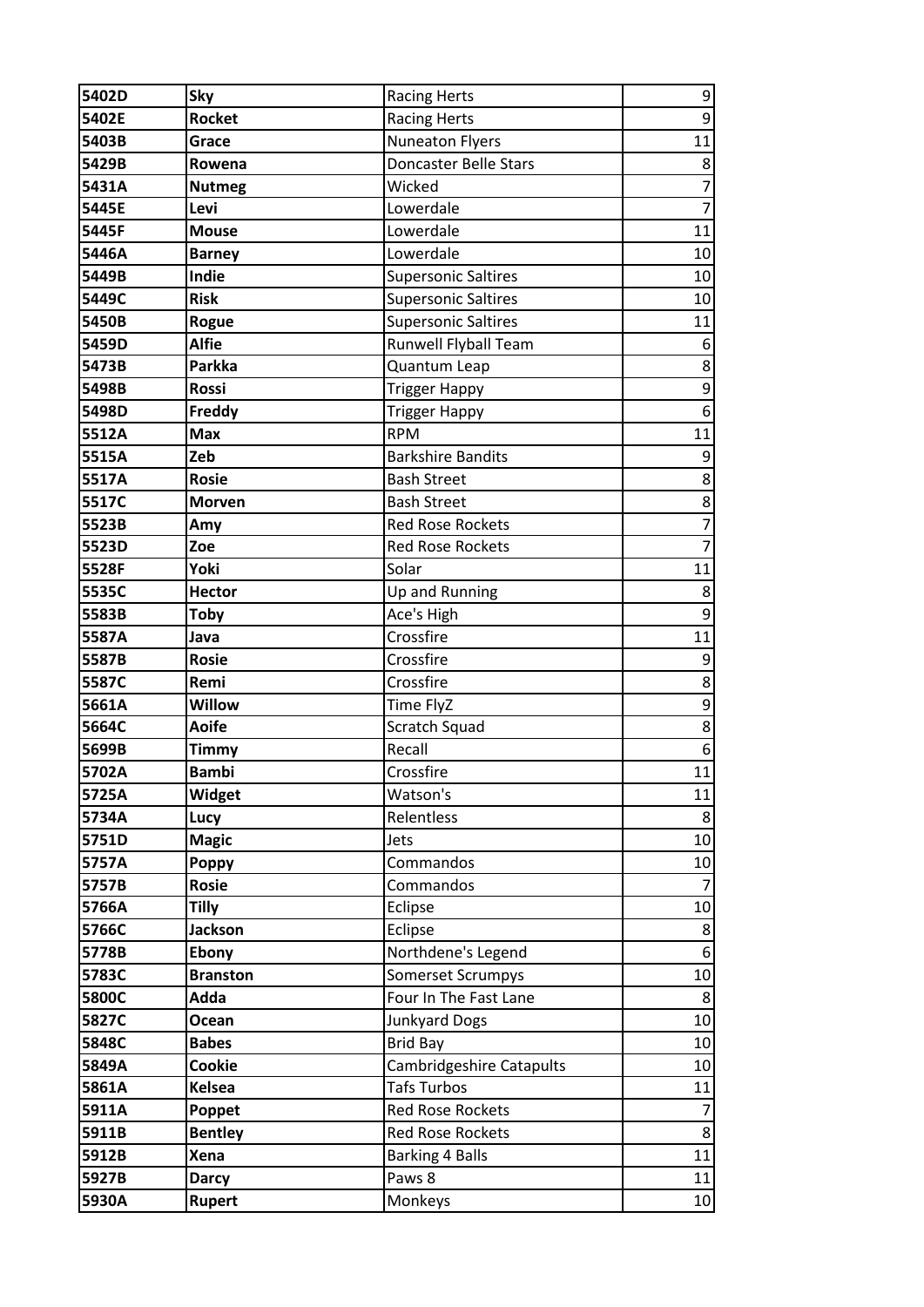| 5402D | Sky | Racing Herts | 9 |
|---|---|---|---|
| 5402E | Rocket | Racing Herts | 9 |
| 5403B | Grace | Nuneaton Flyers | 11 |
| 5429B | Rowena | Doncaster Belle Stars | 8 |
| 5431A | Nutmeg | Wicked | 7 |
| 5445E | Levi | Lowerdale | 7 |
| 5445F | Mouse | Lowerdale | 11 |
| 5446A | Barney | Lowerdale | 10 |
| 5449B | Indie | Supersonic Saltires | 10 |
| 5449C | Risk | Supersonic Saltires | 10 |
| 5450B | Rogue | Supersonic Saltires | 11 |
| 5459D | Alfie | Runwell Flyball Team | 6 |
| 5473B | Parkka | Quantum Leap | 8 |
| 5498B | Rossi | Trigger Happy | 9 |
| 5498D | Freddy | Trigger Happy | 6 |
| 5512A | Max | RPM | 11 |
| 5515A | Zeb | Barkshire Bandits | 9 |
| 5517A | Rosie | Bash Street | 8 |
| 5517C | Morven | Bash Street | 8 |
| 5523B | Amy | Red Rose Rockets | 7 |
| 5523D | Zoe | Red Rose Rockets | 7 |
| 5528F | Yoki | Solar | 11 |
| 5535C | Hector | Up and Running | 8 |
| 5583B | Toby | Ace's High | 9 |
| 5587A | Java | Crossfire | 11 |
| 5587B | Rosie | Crossfire | 9 |
| 5587C | Remi | Crossfire | 8 |
| 5661A | Willow | Time FlyZ | 9 |
| 5664C | Aoife | Scratch Squad | 8 |
| 5699B | Timmy | Recall | 6 |
| 5702A | Bambi | Crossfire | 11 |
| 5725A | Widget | Watson's | 11 |
| 5734A | Lucy | Relentless | 8 |
| 5751D | Magic | Jets | 10 |
| 5757A | Poppy | Commandos | 10 |
| 5757B | Rosie | Commandos | 7 |
| 5766A | Tilly | Eclipse | 10 |
| 5766C | Jackson | Eclipse | 8 |
| 5778B | Ebony | Northdene's Legend | 6 |
| 5783C | Branston | Somerset Scrumpys | 10 |
| 5800C | Adda | Four In The Fast Lane | 8 |
| 5827C | Ocean | Junkyard Dogs | 10 |
| 5848C | Babes | Brid Bay | 10 |
| 5849A | Cookie | Cambridgeshire Catapults | 10 |
| 5861A | Kelsea | Tafs Turbos | 11 |
| 5911A | Poppet | Red Rose Rockets | 7 |
| 5911B | Bentley | Red Rose Rockets | 8 |
| 5912B | Xena | Barking 4 Balls | 11 |
| 5927B | Darcy | Paws 8 | 11 |
| 5930A | Rupert | Monkeys | 10 |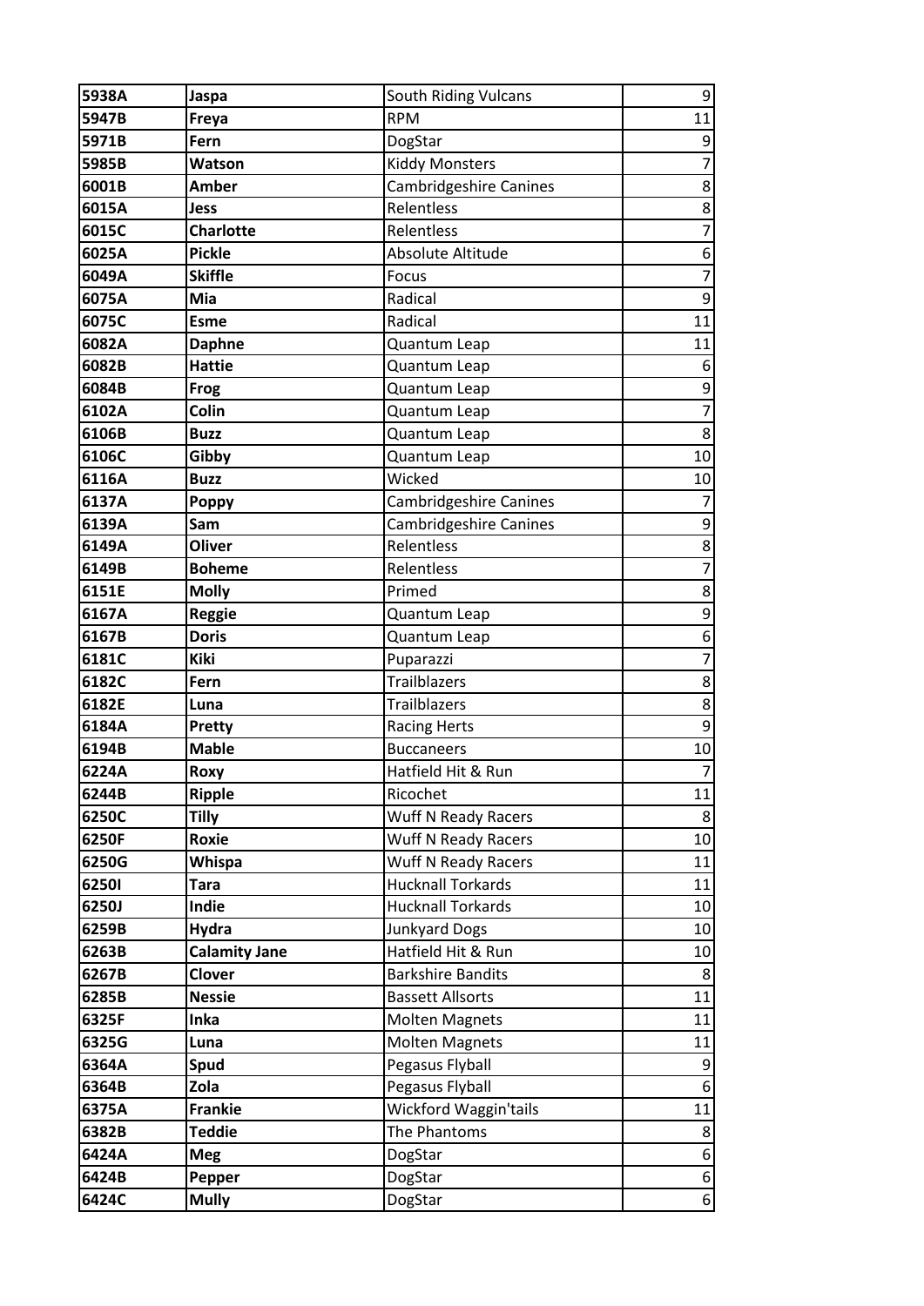| 5938A | Jaspa | South Riding Vulcans | 9 |
|---|---|---|---|
| 5947B | Freya | RPM | 11 |
| 5971B | Fern | DogStar | 9 |
| 5985B | Watson | Kiddy Monsters | 7 |
| 6001B | Amber | Cambridgeshire Canines | 8 |
| 6015A | Jess | Relentless | 8 |
| 6015C | Charlotte | Relentless | 7 |
| 6025A | Pickle | Absolute Altitude | 6 |
| 6049A | Skiffle | Focus | 7 |
| 6075A | Mia | Radical | 9 |
| 6075C | Esme | Radical | 11 |
| 6082A | Daphne | Quantum Leap | 11 |
| 6082B | Hattie | Quantum Leap | 6 |
| 6084B | Frog | Quantum Leap | 9 |
| 6102A | Colin | Quantum Leap | 7 |
| 6106B | Buzz | Quantum Leap | 8 |
| 6106C | Gibby | Quantum Leap | 10 |
| 6116A | Buzz | Wicked | 10 |
| 6137A | Poppy | Cambridgeshire Canines | 7 |
| 6139A | Sam | Cambridgeshire Canines | 9 |
| 6149A | Oliver | Relentless | 8 |
| 6149B | Boheme | Relentless | 7 |
| 6151E | Molly | Primed | 8 |
| 6167A | Reggie | Quantum Leap | 9 |
| 6167B | Doris | Quantum Leap | 6 |
| 6181C | Kiki | Puparazzi | 7 |
| 6182C | Fern | Trailblazers | 8 |
| 6182E | Luna | Trailblazers | 8 |
| 6184A | Pretty | Racing Herts | 9 |
| 6194B | Mable | Buccaneers | 10 |
| 6224A | Roxy | Hatfield Hit & Run | 7 |
| 6244B | Ripple | Ricochet | 11 |
| 6250C | Tilly | Wuff N Ready Racers | 8 |
| 6250F | Roxie | Wuff N Ready Racers | 10 |
| 6250G | Whispa | Wuff N Ready Racers | 11 |
| 6250I | Tara | Hucknall Torkards | 11 |
| 6250J | Indie | Hucknall Torkards | 10 |
| 6259B | Hydra | Junkyard Dogs | 10 |
| 6263B | Calamity Jane | Hatfield Hit & Run | 10 |
| 6267B | Clover | Barkshire Bandits | 8 |
| 6285B | Nessie | Bassett Allsorts | 11 |
| 6325F | Inka | Molten Magnets | 11 |
| 6325G | Luna | Molten Magnets | 11 |
| 6364A | Spud | Pegasus Flyball | 9 |
| 6364B | Zola | Pegasus Flyball | 6 |
| 6375A | Frankie | Wickford Waggin'tails | 11 |
| 6382B | Teddie | The Phantoms | 8 |
| 6424A | Meg | DogStar | 6 |
| 6424B | Pepper | DogStar | 6 |
| 6424C | Mully | DogStar | 6 |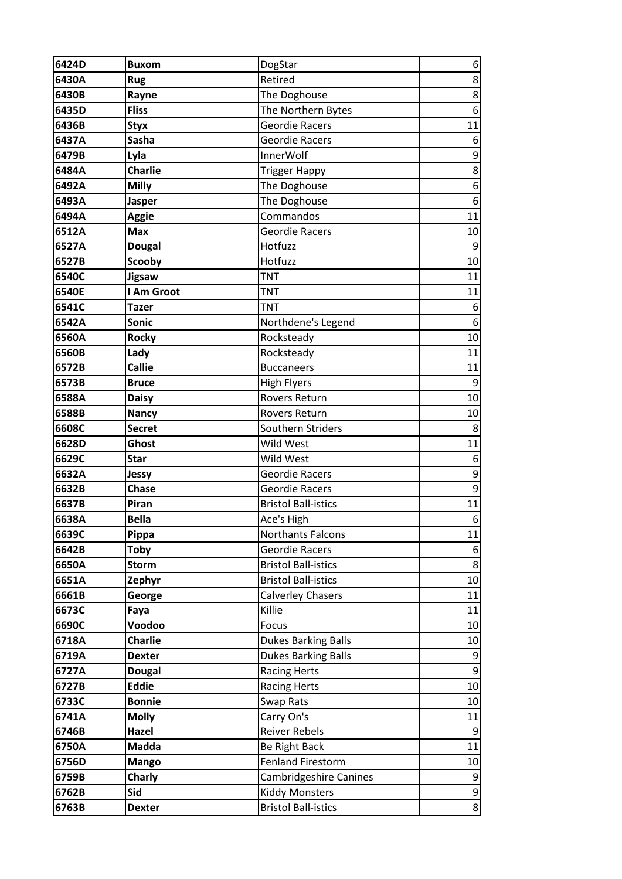| | | | |
|---|---|---|---|
| **6424D** | **Buxom** | DogStar | 6 |
| **6430A** | **Rug** | Retired | 8 |
| **6430B** | **Rayne** | The Doghouse | 8 |
| **6435D** | **Fliss** | The Northern Bytes | 6 |
| **6436B** | **Styx** | Geordie Racers | 11 |
| **6437A** | **Sasha** | Geordie Racers | 6 |
| **6479B** | **Lyla** | InnerWolf | 9 |
| **6484A** | **Charlie** | Trigger Happy | 8 |
| **6492A** | **Milly** | The Doghouse | 6 |
| **6493A** | **Jasper** | The Doghouse | 6 |
| **6494A** | **Aggie** | Commandos | 11 |
| **6512A** | **Max** | Geordie Racers | 10 |
| **6527A** | **Dougal** | Hotfuzz | 9 |
| **6527B** | **Scooby** | Hotfuzz | 10 |
| **6540C** | **Jigsaw** | TNT | 11 |
| **6540E** | **I Am Groot** | TNT | 11 |
| **6541C** | **Tazer** | TNT | 6 |
| **6542A** | **Sonic** | Northdene's Legend | 6 |
| **6560A** | **Rocky** | Rocksteady | 10 |
| **6560B** | **Lady** | Rocksteady | 11 |
| **6572B** | **Callie** | Buccaneers | 11 |
| **6573B** | **Bruce** | High Flyers | 9 |
| **6588A** | **Daisy** | Rovers Return | 10 |
| **6588B** | **Nancy** | Rovers Return | 10 |
| **6608C** | **Secret** | Southern Striders | 8 |
| **6628D** | **Ghost** | Wild West | 11 |
| **6629C** | **Star** | Wild West | 6 |
| **6632A** | **Jessy** | Geordie Racers | 9 |
| **6632B** | **Chase** | Geordie Racers | 9 |
| **6637B** | **Piran** | Bristol Ball-istics | 11 |
| **6638A** | **Bella** | Ace's High | 6 |
| **6639C** | **Pippa** | Northants Falcons | 11 |
| **6642B** | **Toby** | Geordie Racers | 6 |
| **6650A** | **Storm** | Bristol Ball-istics | 8 |
| **6651A** | **Zephyr** | Bristol Ball-istics | 10 |
| **6661B** | **George** | Calverley Chasers | 11 |
| **6673C** | **Faya** | Killie | 11 |
| **6690C** | **Voodoo** | Focus | 10 |
| **6718A** | **Charlie** | Dukes Barking Balls | 10 |
| **6719A** | **Dexter** | Dukes Barking Balls | 9 |
| **6727A** | **Dougal** | Racing Herts | 9 |
| **6727B** | **Eddie** | Racing Herts | 10 |
| **6733C** | **Bonnie** | Swap Rats | 10 |
| **6741A** | **Molly** | Carry On's | 11 |
| **6746B** | **Hazel** | Reiver Rebels | 9 |
| **6750A** | **Madda** | Be Right Back | 11 |
| **6756D** | **Mango** | Fenland Firestorm | 10 |
| **6759B** | **Charly** | Cambridgeshire Canines | 9 |
| **6762B** | **Sid** | Kiddy Monsters | 9 |
| **6763B** | **Dexter** | Bristol Ball-istics | 8 |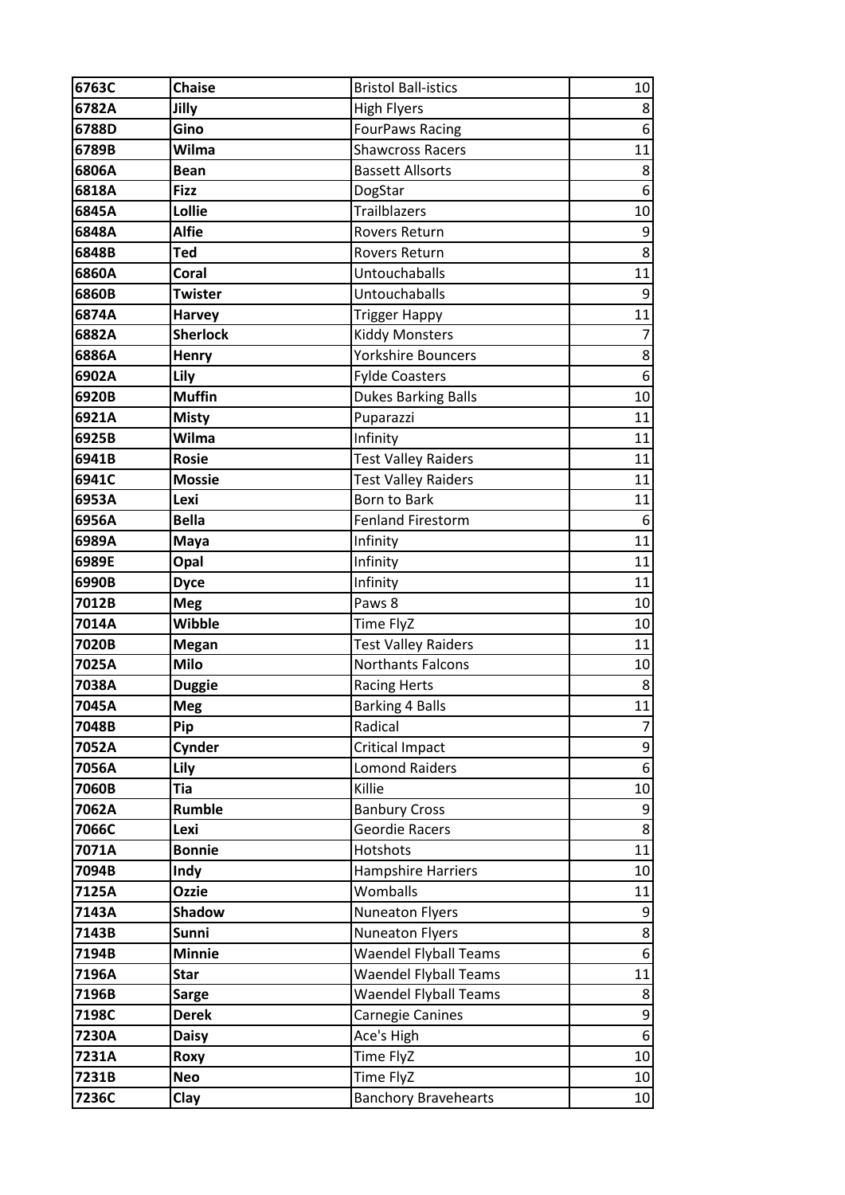| 6763C | Chaise | Bristol Ball-istics | 10 |
|---|---|---|---|
| 6782A | Jilly | High Flyers | 8 |
| 6788D | Gino | FourPaws Racing | 6 |
| 6789B | Wilma | Shawcross Racers | 11 |
| 6806A | Bean | Bassett Allsorts | 8 |
| 6818A | Fizz | DogStar | 6 |
| 6845A | Lollie | Trailblazers | 10 |
| 6848A | Alfie | Rovers Return | 9 |
| 6848B | Ted | Rovers Return | 8 |
| 6860A | Coral | Untouchaballs | 11 |
| 6860B | Twister | Untouchaballs | 9 |
| 6874A | Harvey | Trigger Happy | 11 |
| 6882A | Sherlock | Kiddy Monsters | 7 |
| 6886A | Henry | Yorkshire Bouncers | 8 |
| 6902A | Lily | Fylde Coasters | 6 |
| 6920B | Muffin | Dukes Barking Balls | 10 |
| 6921A | Misty | Puparazzi | 11 |
| 6925B | Wilma | Infinity | 11 |
| 6941B | Rosie | Test Valley Raiders | 11 |
| 6941C | Mossie | Test Valley Raiders | 11 |
| 6953A | Lexi | Born to Bark | 11 |
| 6956A | Bella | Fenland Firestorm | 6 |
| 6989A | Maya | Infinity | 11 |
| 6989E | Opal | Infinity | 11 |
| 6990B | Dyce | Infinity | 11 |
| 7012B | Meg | Paws 8 | 10 |
| 7014A | Wibble | Time FlyZ | 10 |
| 7020B | Megan | Test Valley Raiders | 11 |
| 7025A | Milo | Northants Falcons | 10 |
| 7038A | Duggie | Racing Herts | 8 |
| 7045A | Meg | Barking 4 Balls | 11 |
| 7048B | Pip | Radical | 7 |
| 7052A | Cynder | Critical Impact | 9 |
| 7056A | Lily | Lomond Raiders | 6 |
| 7060B | Tia | Killie | 10 |
| 7062A | Rumble | Banbury Cross | 9 |
| 7066C | Lexi | Geordie Racers | 8 |
| 7071A | Bonnie | Hotshots | 11 |
| 7094B | Indy | Hampshire Harriers | 10 |
| 7125A | Ozzie | Womballs | 11 |
| 7143A | Shadow | Nuneaton Flyers | 9 |
| 7143B | Sunni | Nuneaton Flyers | 8 |
| 7194B | Minnie | Waendel Flyball Teams | 6 |
| 7196A | Star | Waendel Flyball Teams | 11 |
| 7196B | Sarge | Waendel Flyball Teams | 8 |
| 7198C | Derek | Carnegie Canines | 9 |
| 7230A | Daisy | Ace's High | 6 |
| 7231A | Roxy | Time FlyZ | 10 |
| 7231B | Neo | Time FlyZ | 10 |
| 7236C | Clay | Banchory Bravehearts | 10 |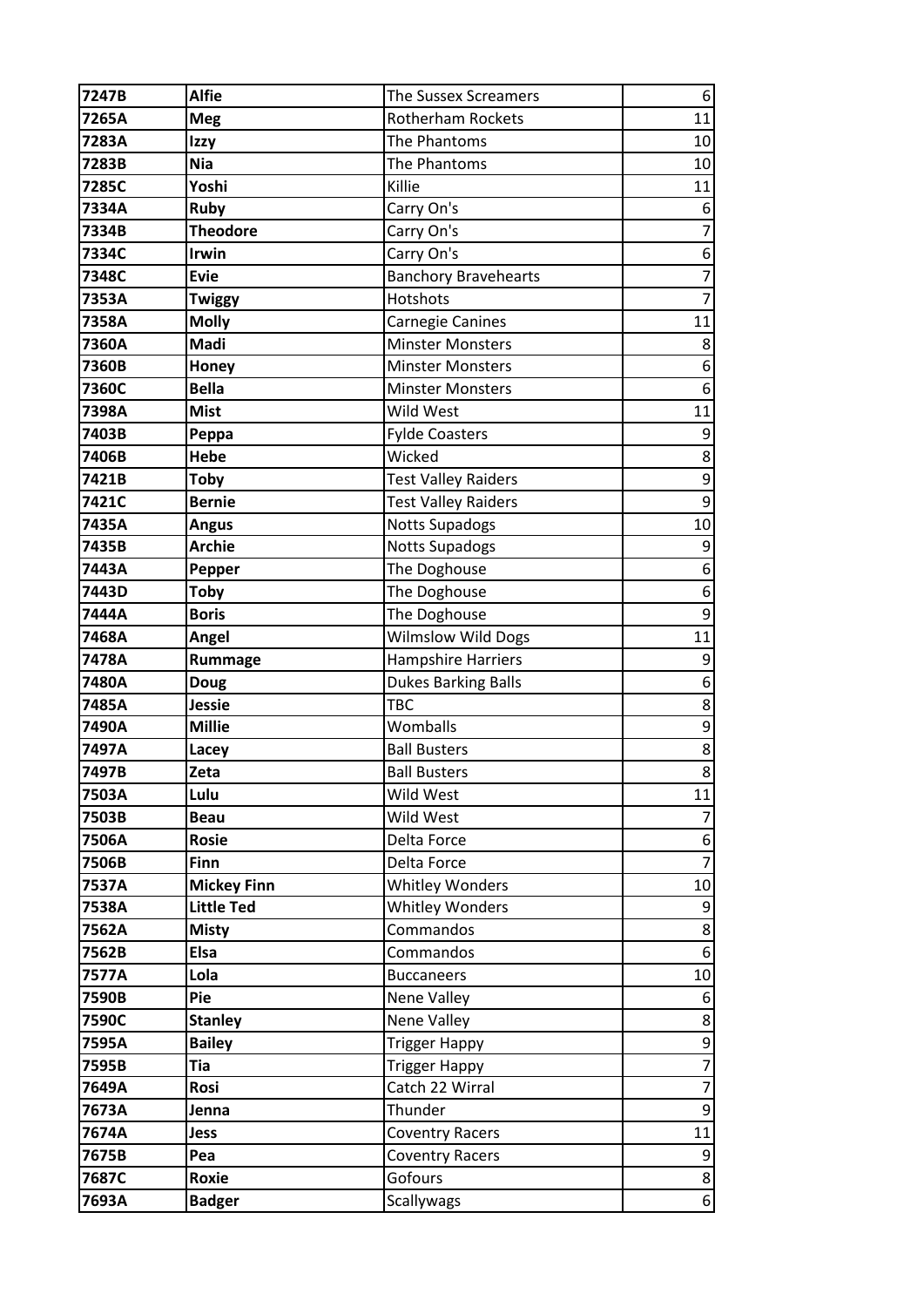| 7247B | Alfie | The Sussex Screamers | 6 |
|---|---|---|---|
| 7265A | Meg | Rotherham Rockets | 11 |
| 7283A | Izzy | The Phantoms | 10 |
| 7283B | Nia | The Phantoms | 10 |
| 7285C | Yoshi | Killie | 11 |
| 7334A | Ruby | Carry On's | 6 |
| 7334B | Theodore | Carry On's | 7 |
| 7334C | Irwin | Carry On's | 6 |
| 7348C | Evie | Banchory Bravehearts | 7 |
| 7353A | Twiggy | Hotshots | 7 |
| 7358A | Molly | Carnegie Canines | 11 |
| 7360A | Madi | Minster Monsters | 8 |
| 7360B | Honey | Minster Monsters | 6 |
| 7360C | Bella | Minster Monsters | 6 |
| 7398A | Mist | Wild West | 11 |
| 7403B | Peppa | Fylde Coasters | 9 |
| 7406B | Hebe | Wicked | 8 |
| 7421B | Toby | Test Valley Raiders | 9 |
| 7421C | Bernie | Test Valley Raiders | 9 |
| 7435A | Angus | Notts Supadogs | 10 |
| 7435B | Archie | Notts Supadogs | 9 |
| 7443A | Pepper | The Doghouse | 6 |
| 7443D | Toby | The Doghouse | 6 |
| 7444A | Boris | The Doghouse | 9 |
| 7468A | Angel | Wilmslow Wild Dogs | 11 |
| 7478A | Rummage | Hampshire Harriers | 9 |
| 7480A | Doug | Dukes Barking Balls | 6 |
| 7485A | Jessie | TBC | 8 |
| 7490A | Millie | Womballs | 9 |
| 7497A | Lacey | Ball Busters | 8 |
| 7497B | Zeta | Ball Busters | 8 |
| 7503A | Lulu | Wild West | 11 |
| 7503B | Beau | Wild West | 7 |
| 7506A | Rosie | Delta Force | 6 |
| 7506B | Finn | Delta Force | 7 |
| 7537A | Mickey Finn | Whitley Wonders | 10 |
| 7538A | Little Ted | Whitley Wonders | 9 |
| 7562A | Misty | Commandos | 8 |
| 7562B | Elsa | Commandos | 6 |
| 7577A | Lola | Buccaneers | 10 |
| 7590B | Pie | Nene Valley | 6 |
| 7590C | Stanley | Nene Valley | 8 |
| 7595A | Bailey | Trigger Happy | 9 |
| 7595B | Tia | Trigger Happy | 7 |
| 7649A | Rosi | Catch 22 Wirral | 7 |
| 7673A | Jenna | Thunder | 9 |
| 7674A | Jess | Coventry Racers | 11 |
| 7675B | Pea | Coventry Racers | 9 |
| 7687C | Roxie | Gofours | 8 |
| 7693A | Badger | Scallywags | 6 |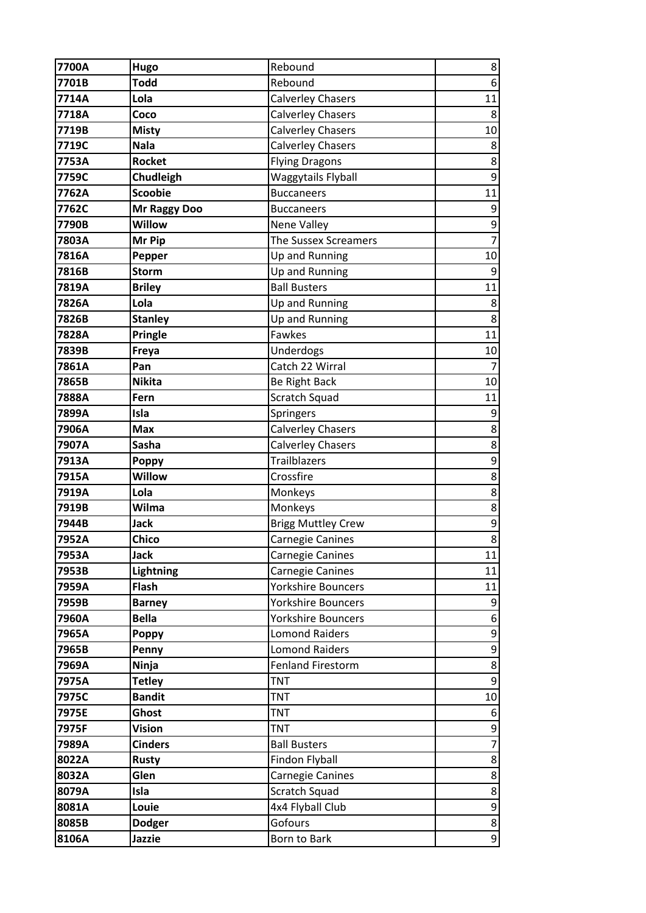| 7700A | Hugo | Rebound | 8 |
|---|---|---|---|
| 7701B | Todd | Rebound | 6 |
| 7714A | Lola | Calverley Chasers | 11 |
| 7718A | Coco | Calverley Chasers | 8 |
| 7719B | Misty | Calverley Chasers | 10 |
| 7719C | Nala | Calverley Chasers | 8 |
| 7753A | Rocket | Flying Dragons | 8 |
| 7759C | Chudleigh | Waggytails Flyball | 9 |
| 7762A | Scoobie | Buccaneers | 11 |
| 7762C | Mr Raggy Doo | Buccaneers | 9 |
| 7790B | Willow | Nene Valley | 9 |
| 7803A | Mr Pip | The Sussex Screamers | 7 |
| 7816A | Pepper | Up and Running | 10 |
| 7816B | Storm | Up and Running | 9 |
| 7819A | Briley | Ball Busters | 11 |
| 7826A | Lola | Up and Running | 8 |
| 7826B | Stanley | Up and Running | 8 |
| 7828A | Pringle | Fawkes | 11 |
| 7839B | Freya | Underdogs | 10 |
| 7861A | Pan | Catch 22 Wirral | 7 |
| 7865B | Nikita | Be Right Back | 10 |
| 7888A | Fern | Scratch Squad | 11 |
| 7899A | Isla | Springers | 9 |
| 7906A | Max | Calverley Chasers | 8 |
| 7907A | Sasha | Calverley Chasers | 8 |
| 7913A | Poppy | Trailblazers | 9 |
| 7915A | Willow | Crossfire | 8 |
| 7919A | Lola | Monkeys | 8 |
| 7919B | Wilma | Monkeys | 8 |
| 7944B | Jack | Brigg Muttley Crew | 9 |
| 7952A | Chico | Carnegie Canines | 8 |
| 7953A | Jack | Carnegie Canines | 11 |
| 7953B | Lightning | Carnegie Canines | 11 |
| 7959A | Flash | Yorkshire Bouncers | 11 |
| 7959B | Barney | Yorkshire Bouncers | 9 |
| 7960A | Bella | Yorkshire Bouncers | 6 |
| 7965A | Poppy | Lomond Raiders | 9 |
| 7965B | Penny | Lomond Raiders | 9 |
| 7969A | Ninja | Fenland Firestorm | 8 |
| 7975A | Tetley | TNT | 9 |
| 7975C | Bandit | TNT | 10 |
| 7975E | Ghost | TNT | 6 |
| 7975F | Vision | TNT | 9 |
| 7989A | Cinders | Ball Busters | 7 |
| 8022A | Rusty | Findon Flyball | 8 |
| 8032A | Glen | Carnegie Canines | 8 |
| 8079A | Isla | Scratch Squad | 8 |
| 8081A | Louie | 4x4 Flyball Club | 9 |
| 8085B | Dodger | Gofours | 8 |
| 8106A | Jazzie | Born to Bark | 9 |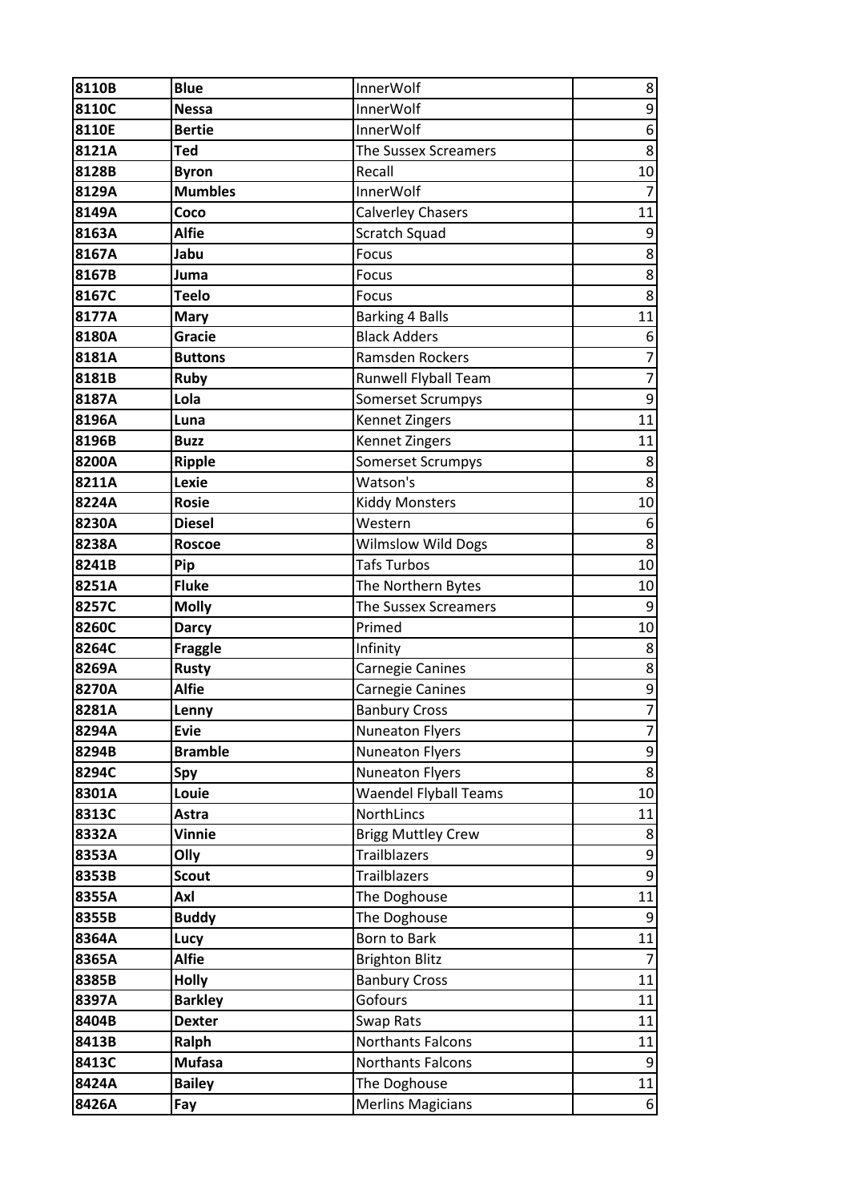| | | | |
|---|---|---|---|
| **8110B** | **Blue** | InnerWolf | 8 |
| **8110C** | **Nessa** | InnerWolf | 9 |
| **8110E** | **Bertie** | InnerWolf | 6 |
| **8121A** | **Ted** | The Sussex Screamers | 8 |
| **8128B** | **Byron** | Recall | 10 |
| **8129A** | **Mumbles** | InnerWolf | 7 |
| **8149A** | **Coco** | Calverley Chasers | 11 |
| **8163A** | **Alfie** | Scratch Squad | 9 |
| **8167A** | **Jabu** | Focus | 8 |
| **8167B** | **Juma** | Focus | 8 |
| **8167C** | **Teelo** | Focus | 8 |
| **8177A** | **Mary** | Barking 4 Balls | 11 |
| **8180A** | **Gracie** | Black Adders | 6 |
| **8181A** | **Buttons** | Ramsden Rockers | 7 |
| **8181B** | **Ruby** | Runwell Flyball Team | 7 |
| **8187A** | **Lola** | Somerset Scrumpys | 9 |
| **8196A** | **Luna** | Kennet Zingers | 11 |
| **8196B** | **Buzz** | Kennet Zingers | 11 |
| **8200A** | **Ripple** | Somerset Scrumpys | 8 |
| **8211A** | **Lexie** | Watson's | 8 |
| **8224A** | **Rosie** | Kiddy Monsters | 10 |
| **8230A** | **Diesel** | Western | 6 |
| **8238A** | **Roscoe** | Wilmslow Wild Dogs | 8 |
| **8241B** | **Pip** | Tafs Turbos | 10 |
| **8251A** | **Fluke** | The Northern Bytes | 10 |
| **8257C** | **Molly** | The Sussex Screamers | 9 |
| **8260C** | **Darcy** | Primed | 10 |
| **8264C** | **Fraggle** | Infinity | 8 |
| **8269A** | **Rusty** | Carnegie Canines | 8 |
| **8270A** | **Alfie** | Carnegie Canines | 9 |
| **8281A** | **Lenny** | Banbury Cross | 7 |
| **8294A** | **Evie** | Nuneaton Flyers | 7 |
| **8294B** | **Bramble** | Nuneaton Flyers | 9 |
| **8294C** | **Spy** | Nuneaton Flyers | 8 |
| **8301A** | **Louie** | Waendel Flyball Teams | 10 |
| **8313C** | **Astra** | NorthLincs | 11 |
| **8332A** | **Vinnie** | Brigg Muttley Crew | 8 |
| **8353A** | **Olly** | Trailblazers | 9 |
| **8353B** | **Scout** | Trailblazers | 9 |
| **8355A** | **Axl** | The Doghouse | 11 |
| **8355B** | **Buddy** | The Doghouse | 9 |
| **8364A** | **Lucy** | Born to Bark | 11 |
| **8365A** | **Alfie** | Brighton Blitz | 7 |
| **8385B** | **Holly** | Banbury Cross | 11 |
| **8397A** | **Barkley** | Gofours | 11 |
| **8404B** | **Dexter** | Swap Rats | 11 |
| **8413B** | **Ralph** | Northants Falcons | 11 |
| **8413C** | **Mufasa** | Northants Falcons | 9 |
| **8424A** | **Bailey** | The Doghouse | 11 |
| **8426A** | **Fay** | Merlins Magicians | 6 |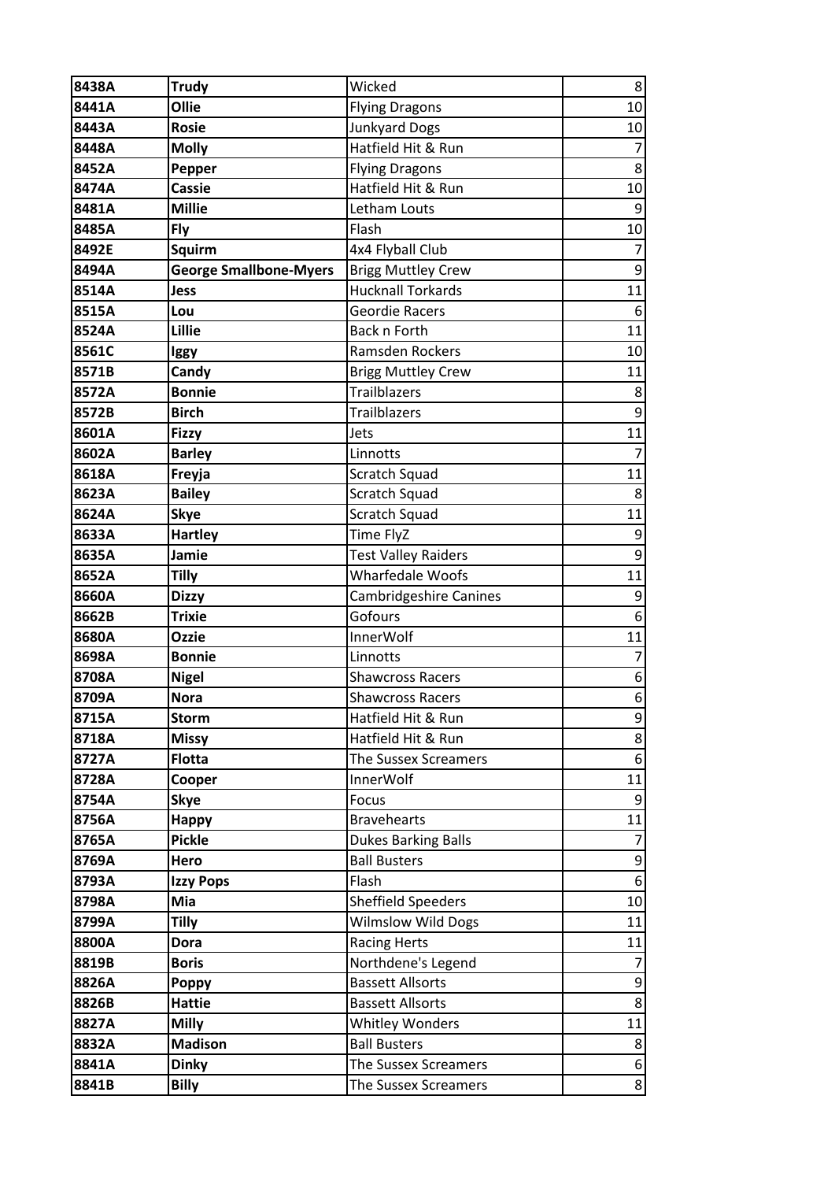| 8438A | **Trudy** | Wicked | 8 |
|---|---|---|---|
| 8441A | **Ollie** | Flying Dragons | 10 |
| 8443A | **Rosie** | Junkyard Dogs | 10 |
| 8448A | **Molly** | Hatfield Hit & Run | 7 |
| 8452A | **Pepper** | Flying Dragons | 8 |
| 8474A | **Cassie** | Hatfield Hit & Run | 10 |
| 8481A | **Millie** | Letham Louts | 9 |
| 8485A | **Fly** | Flash | 10 |
| 8492E | **Squirm** | 4x4 Flyball Club | 7 |
| 8494A | **George Smallbone-Myers** | Brigg Muttley Crew | 9 |
| 8514A | **Jess** | Hucknall Torkards | 11 |
| 8515A | **Lou** | Geordie Racers | 6 |
| 8524A | **Lillie** | Back n Forth | 11 |
| 8561C | **Iggy** | Ramsden Rockers | 10 |
| 8571B | **Candy** | Brigg Muttley Crew | 11 |
| 8572A | **Bonnie** | Trailblazers | 8 |
| 8572B | **Birch** | Trailblazers | 9 |
| 8601A | **Fizzy** | Jets | 11 |
| 8602A | **Barley** | Linnotts | 7 |
| 8618A | **Freyja** | Scratch Squad | 11 |
| 8623A | **Bailey** | Scratch Squad | 8 |
| 8624A | **Skye** | Scratch Squad | 11 |
| 8633A | **Hartley** | Time FlyZ | 9 |
| 8635A | **Jamie** | Test Valley Raiders | 9 |
| 8652A | **Tilly** | Wharfedale Woofs | 11 |
| 8660A | **Dizzy** | Cambridgeshire Canines | 9 |
| 8662B | **Trixie** | Gofours | 6 |
| 8680A | **Ozzie** | InnerWolf | 11 |
| 8698A | **Bonnie** | Linnotts | 7 |
| 8708A | **Nigel** | Shawcross Racers | 6 |
| 8709A | **Nora** | Shawcross Racers | 6 |
| 8715A | **Storm** | Hatfield Hit & Run | 9 |
| 8718A | **Missy** | Hatfield Hit & Run | 8 |
| 8727A | **Flotta** | The Sussex Screamers | 6 |
| 8728A | **Cooper** | InnerWolf | 11 |
| 8754A | **Skye** | Focus | 9 |
| 8756A | **Happy** | Bravehearts | 11 |
| 8765A | **Pickle** | Dukes Barking Balls | 7 |
| 8769A | **Hero** | Ball Busters | 9 |
| 8793A | **Izzy Pops** | Flash | 6 |
| 8798A | **Mia** | Sheffield Speeders | 10 |
| 8799A | **Tilly** | Wilmslow Wild Dogs | 11 |
| 8800A | **Dora** | Racing Herts | 11 |
| 8819B | **Boris** | Northdene's Legend | 7 |
| 8826A | **Poppy** | Bassett Allsorts | 9 |
| 8826B | **Hattie** | Bassett Allsorts | 8 |
| 8827A | **Milly** | Whitley Wonders | 11 |
| 8832A | **Madison** | Ball Busters | 8 |
| 8841A | **Dinky** | The Sussex Screamers | 6 |
| 8841B | **Billy** | The Sussex Screamers | 8 |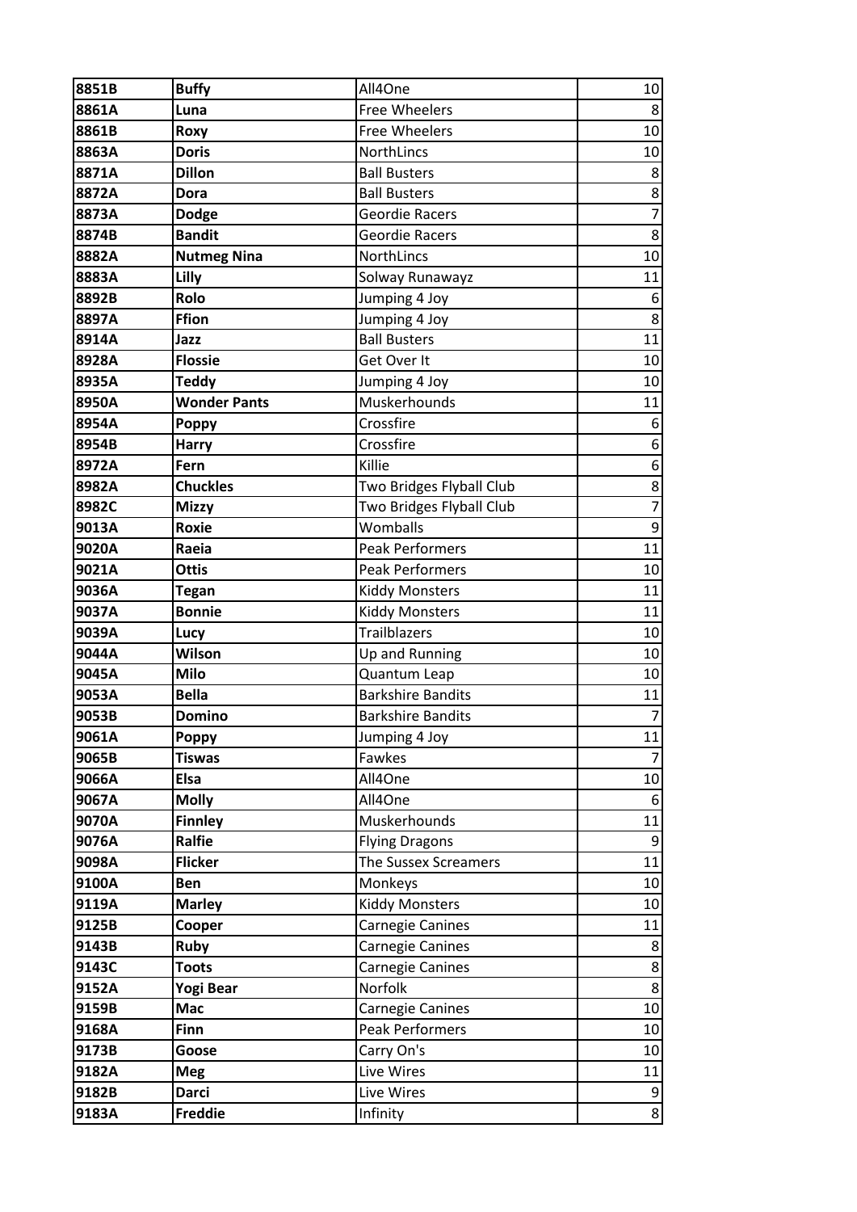| 8851B | **Buffy** | All4One | 10 |
|---|---|---|---|
| 8861A | **Luna** | Free Wheelers | 8 |
| 8861B | **Roxy** | Free Wheelers | 10 |
| 8863A | **Doris** | NorthLincs | 10 |
| 8871A | **Dillon** | Ball Busters | 8 |
| 8872A | **Dora** | Ball Busters | 8 |
| 8873A | **Dodge** | Geordie Racers | 7 |
| 8874B | **Bandit** | Geordie Racers | 8 |
| 8882A | **Nutmeg Nina** | NorthLincs | 10 |
| 8883A | **Lilly** | Solway Runawayz | 11 |
| 8892B | **Rolo** | Jumping 4 Joy | 6 |
| 8897A | **Ffion** | Jumping 4 Joy | 8 |
| 8914A | **Jazz** | Ball Busters | 11 |
| 8928A | **Flossie** | Get Over It | 10 |
| 8935A | **Teddy** | Jumping 4 Joy | 10 |
| 8950A | **Wonder Pants** | Muskerhounds | 11 |
| 8954A | **Poppy** | Crossfire | 6 |
| 8954B | **Harry** | Crossfire | 6 |
| 8972A | **Fern** | Killie | 6 |
| 8982A | **Chuckles** | Two Bridges Flyball Club | 8 |
| 8982C | **Mizzy** | Two Bridges Flyball Club | 7 |
| 9013A | **Roxie** | Womballs | 9 |
| 9020A | **Raeia** | Peak Performers | 11 |
| 9021A | **Ottis** | Peak Performers | 10 |
| 9036A | **Tegan** | Kiddy Monsters | 11 |
| 9037A | **Bonnie** | Kiddy Monsters | 11 |
| 9039A | **Lucy** | Trailblazers | 10 |
| 9044A | **Wilson** | Up and Running | 10 |
| 9045A | **Milo** | Quantum Leap | 10 |
| 9053A | **Bella** | Barkshire Bandits | 11 |
| 9053B | **Domino** | Barkshire Bandits | 7 |
| 9061A | **Poppy** | Jumping 4 Joy | 11 |
| 9065B | **Tiswas** | Fawkes | 7 |
| 9066A | **Elsa** | All4One | 10 |
| 9067A | **Molly** | All4One | 6 |
| 9070A | **Finnley** | Muskerhounds | 11 |
| 9076A | **Ralfie** | Flying Dragons | 9 |
| 9098A | **Flicker** | The Sussex Screamers | 11 |
| 9100A | **Ben** | Monkeys | 10 |
| 9119A | **Marley** | Kiddy Monsters | 10 |
| 9125B | **Cooper** | Carnegie Canines | 11 |
| 9143B | **Ruby** | Carnegie Canines | 8 |
| 9143C | **Toots** | Carnegie Canines | 8 |
| 9152A | **Yogi Bear** | Norfolk | 8 |
| 9159B | **Mac** | Carnegie Canines | 10 |
| 9168A | **Finn** | Peak Performers | 10 |
| 9173B | **Goose** | Carry On's | 10 |
| 9182A | **Meg** | Live Wires | 11 |
| 9182B | **Darci** | Live Wires | 9 |
| 9183A | **Freddie** | Infinity | 8 |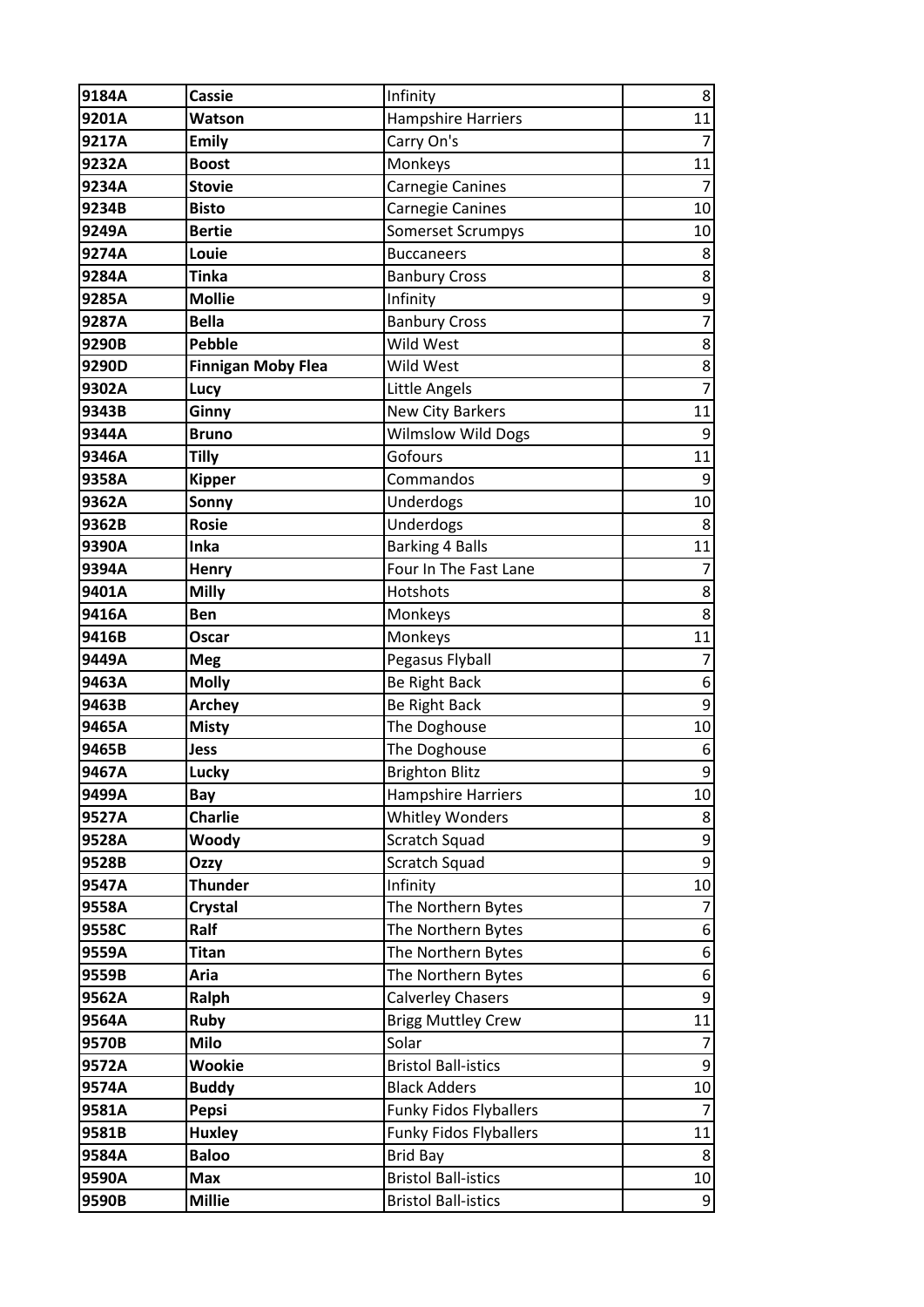| | | | |
|---|---|---|---|
| **9184A** | **Cassie** | Infinity | 8 |
| **9201A** | **Watson** | Hampshire Harriers | 11 |
| **9217A** | **Emily** | Carry On's | 7 |
| **9232A** | **Boost** | Monkeys | 11 |
| **9234A** | **Stovie** | Carnegie Canines | 7 |
| **9234B** | **Bisto** | Carnegie Canines | 10 |
| **9249A** | **Bertie** | Somerset Scrumpys | 10 |
| **9274A** | **Louie** | Buccaneers | 8 |
| **9284A** | **Tinka** | Banbury Cross | 8 |
| **9285A** | **Mollie** | Infinity | 9 |
| **9287A** | **Bella** | Banbury Cross | 7 |
| **9290B** | **Pebble** | Wild West | 8 |
| **9290D** | **Finnigan Moby Flea** | Wild West | 8 |
| **9302A** | **Lucy** | Little Angels | 7 |
| **9343B** | **Ginny** | New City Barkers | 11 |
| **9344A** | **Bruno** | Wilmslow Wild Dogs | 9 |
| **9346A** | **Tilly** | Gofours | 11 |
| **9358A** | **Kipper** | Commandos | 9 |
| **9362A** | **Sonny** | Underdogs | 10 |
| **9362B** | **Rosie** | Underdogs | 8 |
| **9390A** | **Inka** | Barking 4 Balls | 11 |
| **9394A** | **Henry** | Four In The Fast Lane | 7 |
| **9401A** | **Milly** | Hotshots | 8 |
| **9416A** | **Ben** | Monkeys | 8 |
| **9416B** | **Oscar** | Monkeys | 11 |
| **9449A** | **Meg** | Pegasus Flyball | 7 |
| **9463A** | **Molly** | Be Right Back | 6 |
| **9463B** | **Archey** | Be Right Back | 9 |
| **9465A** | **Misty** | The Doghouse | 10 |
| **9465B** | **Jess** | The Doghouse | 6 |
| **9467A** | **Lucky** | Brighton Blitz | 9 |
| **9499A** | **Bay** | Hampshire Harriers | 10 |
| **9527A** | **Charlie** | Whitley Wonders | 8 |
| **9528A** | **Woody** | Scratch Squad | 9 |
| **9528B** | **Ozzy** | Scratch Squad | 9 |
| **9547A** | **Thunder** | Infinity | 10 |
| **9558A** | **Crystal** | The Northern Bytes | 7 |
| **9558C** | **Ralf** | The Northern Bytes | 6 |
| **9559A** | **Titan** | The Northern Bytes | 6 |
| **9559B** | **Aria** | The Northern Bytes | 6 |
| **9562A** | **Ralph** | Calverley Chasers | 9 |
| **9564A** | **Ruby** | Brigg Muttley Crew | 11 |
| **9570B** | **Milo** | Solar | 7 |
| **9572A** | **Wookie** | Bristol Ball-istics | 9 |
| **9574A** | **Buddy** | Black Adders | 10 |
| **9581A** | **Pepsi** | Funky Fidos Flyballers | 7 |
| **9581B** | **Huxley** | Funky Fidos Flyballers | 11 |
| **9584A** | **Baloo** | Brid Bay | 8 |
| **9590A** | **Max** | Bristol Ball-istics | 10 |
| **9590B** | **Millie** | Bristol Ball-istics | 9 |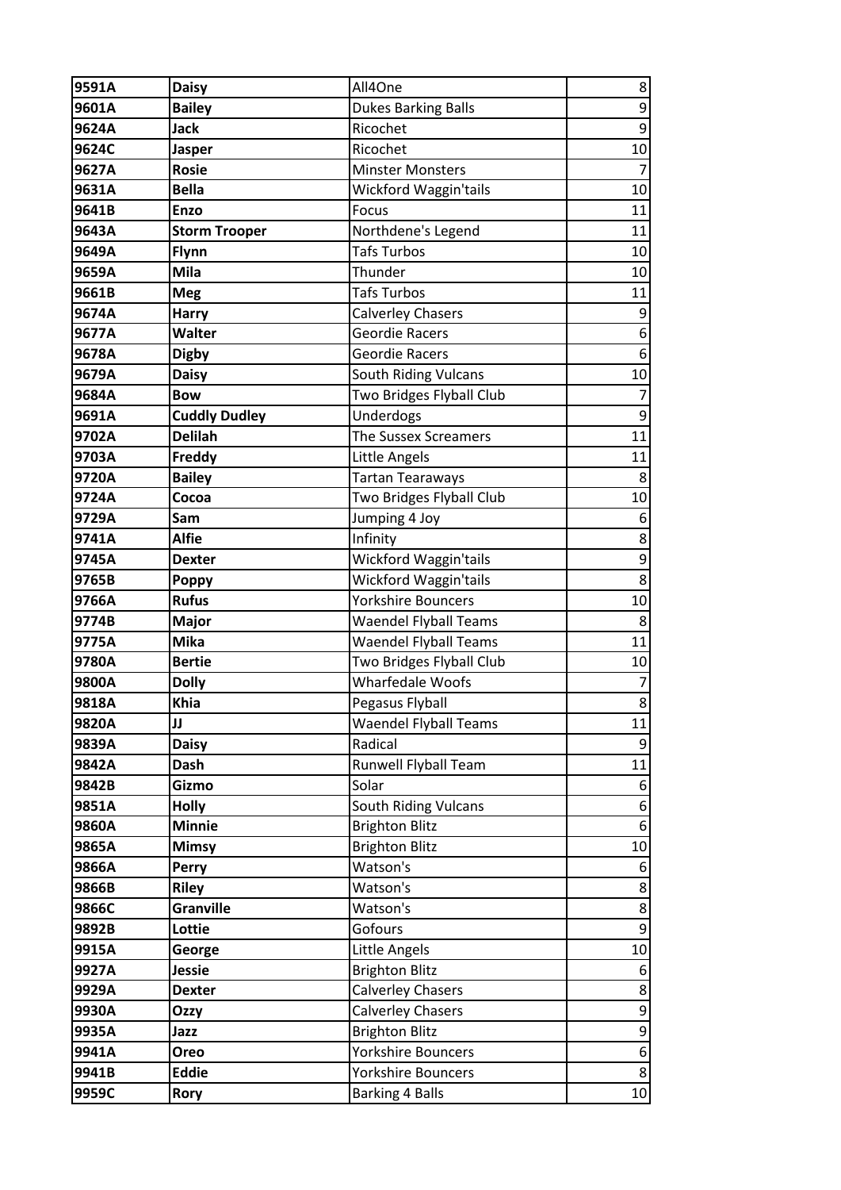| 9591A | Daisy | All4One | 8 |
|---|---|---|---|
| 9601A | Bailey | Dukes Barking Balls | 9 |
| 9624A | Jack | Ricochet | 9 |
| 9624C | Jasper | Ricochet | 10 |
| 9627A | Rosie | Minster Monsters | 7 |
| 9631A | Bella | Wickford Waggin'tails | 10 |
| 9641B | Enzo | Focus | 11 |
| 9643A | Storm Trooper | Northdene's Legend | 11 |
| 9649A | Flynn | Tafs Turbos | 10 |
| 9659A | Mila | Thunder | 10 |
| 9661B | Meg | Tafs Turbos | 11 |
| 9674A | Harry | Calverley Chasers | 9 |
| 9677A | Walter | Geordie Racers | 6 |
| 9678A | Digby | Geordie Racers | 6 |
| 9679A | Daisy | South Riding Vulcans | 10 |
| 9684A | Bow | Two Bridges Flyball Club | 7 |
| 9691A | Cuddly Dudley | Underdogs | 9 |
| 9702A | Delilah | The Sussex Screamers | 11 |
| 9703A | Freddy | Little Angels | 11 |
| 9720A | Bailey | Tartan Tearaways | 8 |
| 9724A | Cocoa | Two Bridges Flyball Club | 10 |
| 9729A | Sam | Jumping 4 Joy | 6 |
| 9741A | Alfie | Infinity | 8 |
| 9745A | Dexter | Wickford Waggin'tails | 9 |
| 9765B | Poppy | Wickford Waggin'tails | 8 |
| 9766A | Rufus | Yorkshire Bouncers | 10 |
| 9774B | Major | Waendel Flyball Teams | 8 |
| 9775A | Mika | Waendel Flyball Teams | 11 |
| 9780A | Bertie | Two Bridges Flyball Club | 10 |
| 9800A | Dolly | Wharfedale Woofs | 7 |
| 9818A | Khia | Pegasus Flyball | 8 |
| 9820A | JJ | Waendel Flyball Teams | 11 |
| 9839A | Daisy | Radical | 9 |
| 9842A | Dash | Runwell Flyball Team | 11 |
| 9842B | Gizmo | Solar | 6 |
| 9851A | Holly | South Riding Vulcans | 6 |
| 9860A | Minnie | Brighton Blitz | 6 |
| 9865A | Mimsy | Brighton Blitz | 10 |
| 9866A | Perry | Watson's | 6 |
| 9866B | Riley | Watson's | 8 |
| 9866C | Granville | Watson's | 8 |
| 9892B | Lottie | Gofours | 9 |
| 9915A | George | Little Angels | 10 |
| 9927A | Jessie | Brighton Blitz | 6 |
| 9929A | Dexter | Calverley Chasers | 8 |
| 9930A | Ozzy | Calverley Chasers | 9 |
| 9935A | Jazz | Brighton Blitz | 9 |
| 9941A | Oreo | Yorkshire Bouncers | 6 |
| 9941B | Eddie | Yorkshire Bouncers | 8 |
| 9959C | Rory | Barking 4 Balls | 10 |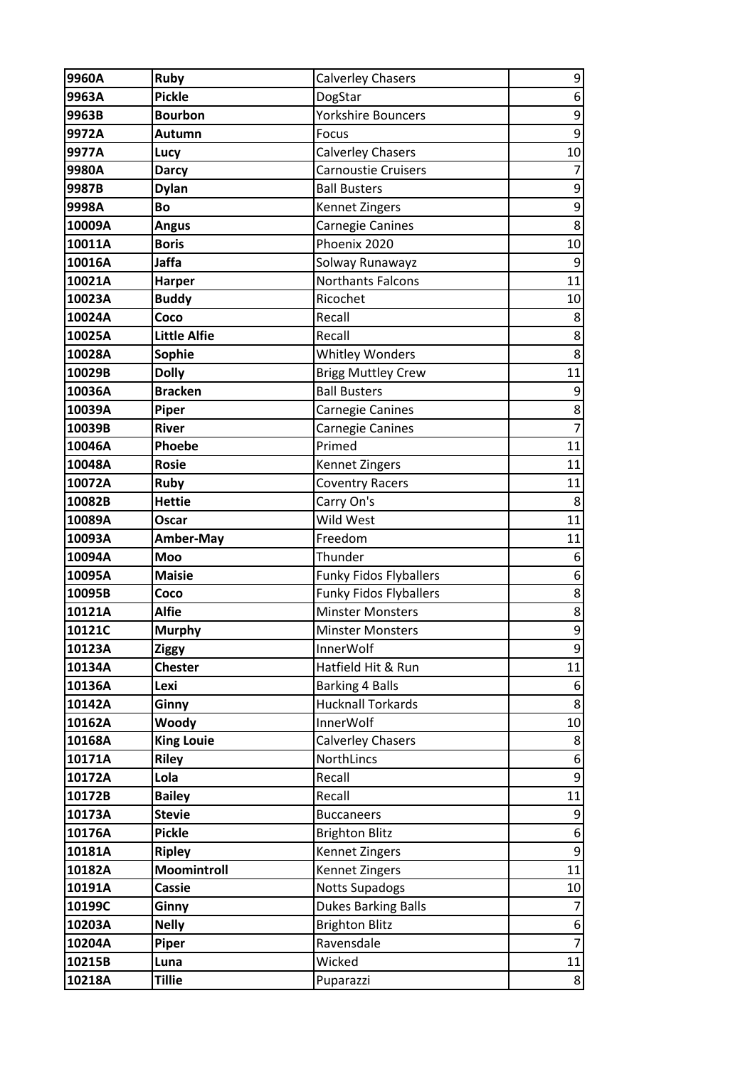| 9960A | Ruby | Calverley Chasers | 9 |
|---|---|---|---|
| 9963A | Pickle | DogStar | 6 |
| 9963B | Bourbon | Yorkshire Bouncers | 9 |
| 9972A | Autumn | Focus | 9 |
| 9977A | Lucy | Calverley Chasers | 10 |
| 9980A | Darcy | Carnoustie Cruisers | 7 |
| 9987B | Dylan | Ball Busters | 9 |
| 9998A | Bo | Kennet Zingers | 9 |
| 10009A | Angus | Carnegie Canines | 8 |
| 10011A | Boris | Phoenix 2020 | 10 |
| 10016A | Jaffa | Solway Runawayz | 9 |
| 10021A | Harper | Northants Falcons | 11 |
| 10023A | Buddy | Ricochet | 10 |
| 10024A | Coco | Recall | 8 |
| 10025A | Little Alfie | Recall | 8 |
| 10028A | Sophie | Whitley Wonders | 8 |
| 10029B | Dolly | Brigg Muttley Crew | 11 |
| 10036A | Bracken | Ball Busters | 9 |
| 10039A | Piper | Carnegie Canines | 8 |
| 10039B | River | Carnegie Canines | 7 |
| 10046A | Phoebe | Primed | 11 |
| 10048A | Rosie | Kennet Zingers | 11 |
| 10072A | Ruby | Coventry Racers | 11 |
| 10082B | Hettie | Carry On's | 8 |
| 10089A | Oscar | Wild West | 11 |
| 10093A | Amber-May | Freedom | 11 |
| 10094A | Moo | Thunder | 6 |
| 10095A | Maisie | Funky Fidos Flyballers | 6 |
| 10095B | Coco | Funky Fidos Flyballers | 8 |
| 10121A | Alfie | Minster Monsters | 8 |
| 10121C | Murphy | Minster Monsters | 9 |
| 10123A | Ziggy | InnerWolf | 9 |
| 10134A | Chester | Hatfield Hit & Run | 11 |
| 10136A | Lexi | Barking 4 Balls | 6 |
| 10142A | Ginny | Hucknall Torkards | 8 |
| 10162A | Woody | InnerWolf | 10 |
| 10168A | King Louie | Calverley Chasers | 8 |
| 10171A | Riley | NorthLincs | 6 |
| 10172A | Lola | Recall | 9 |
| 10172B | Bailey | Recall | 11 |
| 10173A | Stevie | Buccaneers | 9 |
| 10176A | Pickle | Brighton Blitz | 6 |
| 10181A | Ripley | Kennet Zingers | 9 |
| 10182A | Moomintroll | Kennet Zingers | 11 |
| 10191A | Cassie | Notts Supadogs | 10 |
| 10199C | Ginny | Dukes Barking Balls | 7 |
| 10203A | Nelly | Brighton Blitz | 6 |
| 10204A | Piper | Ravensdale | 7 |
| 10215B | Luna | Wicked | 11 |
| 10218A | Tillie | Puparazzi | 8 |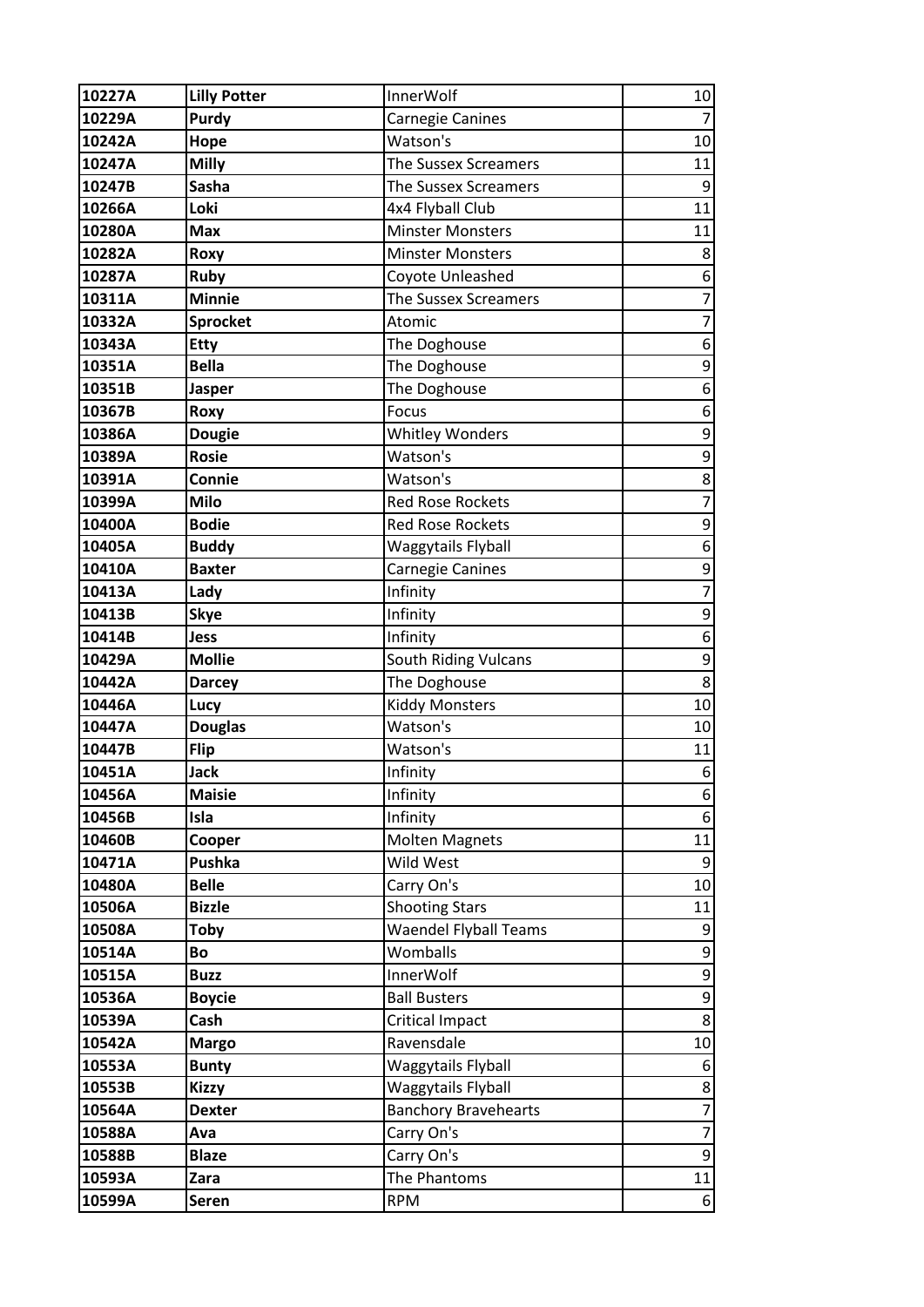| 10227A | **Lilly Potter** | InnerWolf | 10 |
|---|---|---|---|
| **10229A** | **Purdy** | Carnegie Canines | 7 |
| **10242A** | **Hope** | Watson's | 10 |
| **10247A** | **Milly** | The Sussex Screamers | 11 |
| **10247B** | **Sasha** | The Sussex Screamers | 9 |
| **10266A** | **Loki** | 4x4 Flyball Club | 11 |
| **10280A** | **Max** | Minster Monsters | 11 |
| **10282A** | **Roxy** | Minster Monsters | 8 |
| **10287A** | **Ruby** | Coyote Unleashed | 6 |
| **10311A** | **Minnie** | The Sussex Screamers | 7 |
| **10332A** | **Sprocket** | Atomic | 7 |
| **10343A** | **Etty** | The Doghouse | 6 |
| **10351A** | **Bella** | The Doghouse | 9 |
| **10351B** | **Jasper** | The Doghouse | 6 |
| **10367B** | **Roxy** | Focus | 6 |
| **10386A** | **Dougie** | Whitley Wonders | 9 |
| **10389A** | **Rosie** | Watson's | 9 |
| **10391A** | **Connie** | Watson's | 8 |
| **10399A** | **Milo** | Red Rose Rockets | 7 |
| **10400A** | **Bodie** | Red Rose Rockets | 9 |
| **10405A** | **Buddy** | Waggytails Flyball | 6 |
| **10410A** | **Baxter** | Carnegie Canines | 9 |
| **10413A** | **Lady** | Infinity | 7 |
| **10413B** | **Skye** | Infinity | 9 |
| **10414B** | **Jess** | Infinity | 6 |
| **10429A** | **Mollie** | South Riding Vulcans | 9 |
| **10442A** | **Darcey** | The Doghouse | 8 |
| **10446A** | **Lucy** | Kiddy Monsters | 10 |
| **10447A** | **Douglas** | Watson's | 10 |
| **10447B** | **Flip** | Watson's | 11 |
| **10451A** | **Jack** | Infinity | 6 |
| **10456A** | **Maisie** | Infinity | 6 |
| **10456B** | **Isla** | Infinity | 6 |
| **10460B** | **Cooper** | Molten Magnets | 11 |
| **10471A** | **Pushka** | Wild West | 9 |
| **10480A** | **Belle** | Carry On's | 10 |
| **10506A** | **Bizzle** | Shooting Stars | 11 |
| **10508A** | **Toby** | Waendel Flyball Teams | 9 |
| **10514A** | **Bo** | Womballs | 9 |
| **10515A** | **Buzz** | InnerWolf | 9 |
| **10536A** | **Boycie** | Ball Busters | 9 |
| **10539A** | **Cash** | Critical Impact | 8 |
| **10542A** | **Margo** | Ravensdale | 10 |
| **10553A** | **Bunty** | Waggytails Flyball | 6 |
| **10553B** | **Kizzy** | Waggytails Flyball | 8 |
| **10564A** | **Dexter** | Banchory Bravehearts | 7 |
| **10588A** | **Ava** | Carry On's | 7 |
| **10588B** | **Blaze** | Carry On's | 9 |
| **10593A** | **Zara** | The Phantoms | 11 |
| **10599A** | **Seren** | RPM | 6 |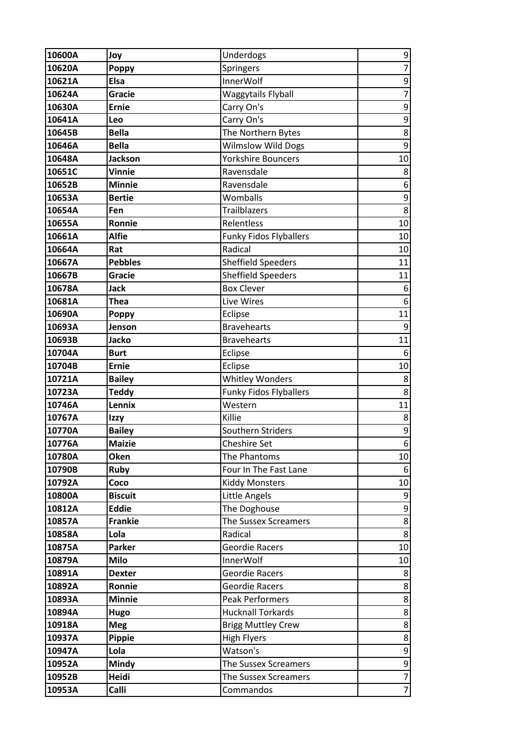| 10600A | Joy | Underdogs | 9 |
|---|---|---|---|
| 10620A | Poppy | Springers | 7 |
| 10621A | Elsa | InnerWolf | 9 |
| 10624A | Gracie | Waggytails Flyball | 7 |
| 10630A | Ernie | Carry On's | 9 |
| 10641A | Leo | Carry On's | 9 |
| 10645B | Bella | The Northern Bytes | 8 |
| 10646A | Bella | Wilmslow Wild Dogs | 9 |
| 10648A | Jackson | Yorkshire Bouncers | 10 |
| 10651C | Vinnie | Ravensdale | 8 |
| 10652B | Minnie | Ravensdale | 6 |
| 10653A | Bertie | Womballs | 9 |
| 10654A | Fen | Trailblazers | 8 |
| 10655A | Ronnie | Relentless | 10 |
| 10661A | Alfie | Funky Fidos Flyballers | 10 |
| 10664A | Rat | Radical | 10 |
| 10667A | Pebbles | Sheffield Speeders | 11 |
| 10667B | Gracie | Sheffield Speeders | 11 |
| 10678A | Jack | Box Clever | 6 |
| 10681A | Thea | Live Wires | 6 |
| 10690A | Poppy | Eclipse | 11 |
| 10693A | Jenson | Bravehearts | 9 |
| 10693B | Jacko | Bravehearts | 11 |
| 10704A | Burt | Eclipse | 6 |
| 10704B | Ernie | Eclipse | 10 |
| 10721A | Bailey | Whitley Wonders | 8 |
| 10723A | Teddy | Funky Fidos Flyballers | 8 |
| 10746A | Lennix | Western | 11 |
| 10767A | Izzy | Killie | 8 |
| 10770A | Bailey | Southern Striders | 9 |
| 10776A | Maizie | Cheshire Set | 6 |
| 10780A | Oken | The Phantoms | 10 |
| 10790B | Ruby | Four In The Fast Lane | 6 |
| 10792A | Coco | Kiddy Monsters | 10 |
| 10800A | Biscuit | Little Angels | 9 |
| 10812A | Eddie | The Doghouse | 9 |
| 10857A | Frankie | The Sussex Screamers | 8 |
| 10858A | Lola | Radical | 8 |
| 10875A | Parker | Geordie Racers | 10 |
| 10879A | Milo | InnerWolf | 10 |
| 10891A | Dexter | Geordie Racers | 8 |
| 10892A | Ronnie | Geordie Racers | 8 |
| 10893A | Minnie | Peak Performers | 8 |
| 10894A | Hugo | Hucknall Torkards | 8 |
| 10918A | Meg | Brigg Muttley Crew | 8 |
| 10937A | Pippie | High Flyers | 8 |
| 10947A | Lola | Watson's | 9 |
| 10952A | Mindy | The Sussex Screamers | 9 |
| 10952B | Heidi | The Sussex Screamers | 7 |
| 10953A | Calli | Commandos | 7 |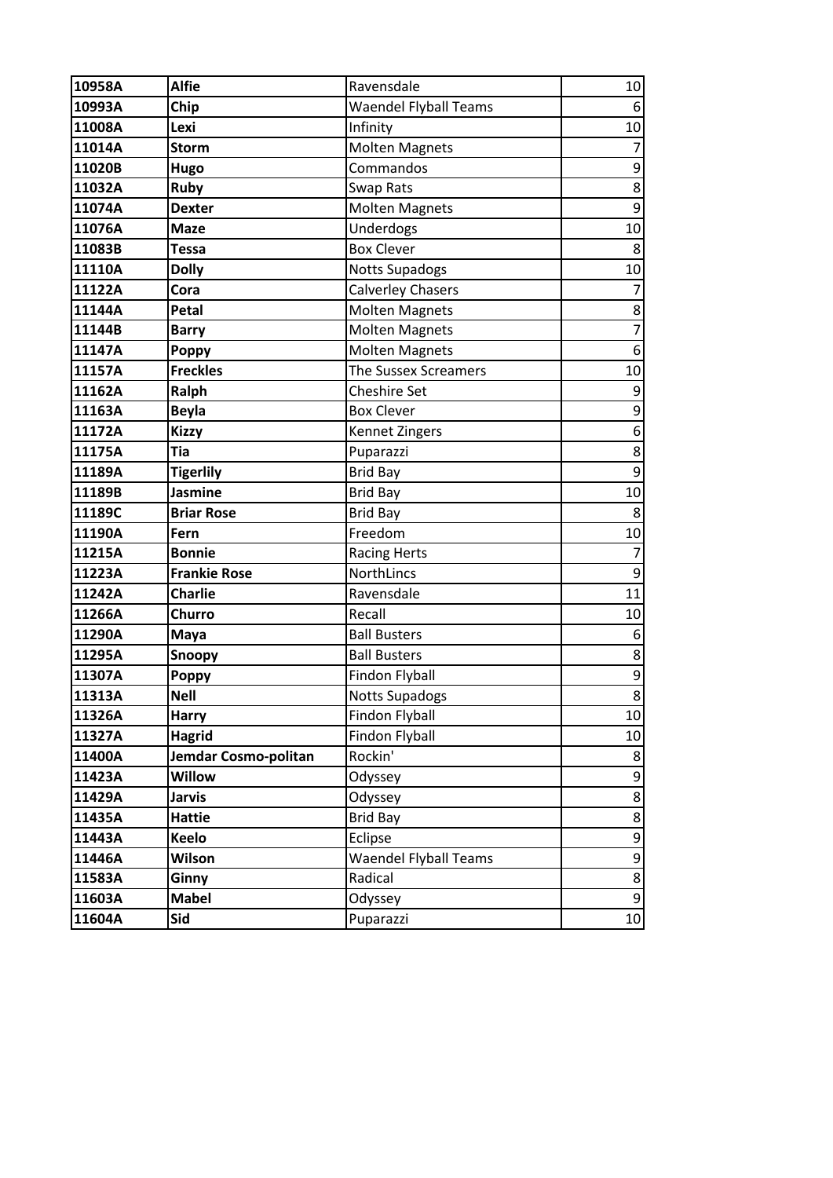| | | | |
|---|---|---|---|
| **10958A** | **Alfie** | Ravensdale | 10 |
| **10993A** | **Chip** | Waendel Flyball Teams | 6 |
| **11008A** | **Lexi** | Infinity | 10 |
| **11014A** | **Storm** | Molten Magnets | 7 |
| **11020B** | **Hugo** | Commandos | 9 |
| **11032A** | **Ruby** | Swap Rats | 8 |
| **11074A** | **Dexter** | Molten Magnets | 9 |
| **11076A** | **Maze** | Underdogs | 10 |
| **11083B** | **Tessa** | Box Clever | 8 |
| **11110A** | **Dolly** | Notts Supadogs | 10 |
| **11122A** | **Cora** | Calverley Chasers | 7 |
| **11144A** | **Petal** | Molten Magnets | 8 |
| **11144B** | **Barry** | Molten Magnets | 7 |
| **11147A** | **Poppy** | Molten Magnets | 6 |
| **11157A** | **Freckles** | The Sussex Screamers | 10 |
| **11162A** | **Ralph** | Cheshire Set | 9 |
| **11163A** | **Beyla** | Box Clever | 9 |
| **11172A** | **Kizzy** | Kennet Zingers | 6 |
| **11175A** | **Tia** | Puparazzi | 8 |
| **11189A** | **Tigerlily** | Brid Bay | 9 |
| **11189B** | **Jasmine** | Brid Bay | 10 |
| **11189C** | **Briar Rose** | Brid Bay | 8 |
| **11190A** | **Fern** | Freedom | 10 |
| **11215A** | **Bonnie** | Racing Herts | 7 |
| **11223A** | **Frankie Rose** | NorthLincs | 9 |
| **11242A** | **Charlie** | Ravensdale | 11 |
| **11266A** | **Churro** | Recall | 10 |
| **11290A** | **Maya** | Ball Busters | 6 |
| **11295A** | **Snoopy** | Ball Busters | 8 |
| **11307A** | **Poppy** | Findon Flyball | 9 |
| **11313A** | **Nell** | Notts Supadogs | 8 |
| **11326A** | **Harry** | Findon Flyball | 10 |
| **11327A** | **Hagrid** | Findon Flyball | 10 |
| **11400A** | **Jemdar Cosmo-politan** | Rockin' | 8 |
| **11423A** | **Willow** | Odyssey | 9 |
| **11429A** | **Jarvis** | Odyssey | 8 |
| **11435A** | **Hattie** | Brid Bay | 8 |
| **11443A** | **Keelo** | Eclipse | 9 |
| **11446A** | **Wilson** | Waendel Flyball Teams | 9 |
| **11583A** | **Ginny** | Radical | 8 |
| **11603A** | **Mabel** | Odyssey | 9 |
| **11604A** | **Sid** | Puparazzi | 10 |